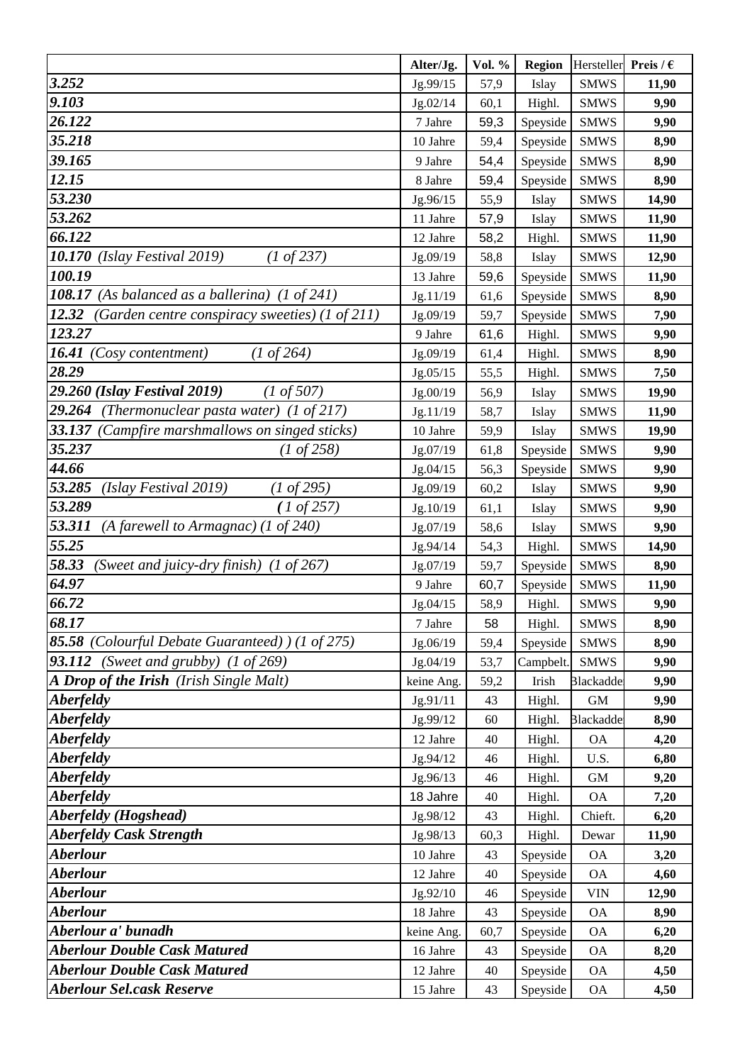| | Alter/Jg. | Vol. % | Region | Hersteller | Preis / € |
|---|---|---|---|---|---|
| ***3.252*** | Jg.99/15 | 57,9 | Islay | SMWS | **11,90** |
| ***9.103*** | Jg.02/14 | 60,1 | Highl. | SMWS | **9,90** |
| ***26.122*** | 7 Jahre | 59,3 | Speyside | SMWS | **9,90** |
| ***35.218*** | 10 Jahre | 59,4 | Speyside | SMWS | **8,90** |
| ***39.165*** | 9 Jahre | 54,4 | Speyside | SMWS | **8,90** |
| ***12.15*** | 8 Jahre | 59,4 | Speyside | SMWS | **8,90** |
| ***53.230*** | Jg.96/15 | 55,9 | Islay | SMWS | **14,90** |
| ***53.262*** | 11 Jahre | 57,9 | Islay | SMWS | **11,90** |
| ***66.122*** | 12 Jahre | 58,2 | Highl. | SMWS | **11,90** |
| ***10.170*** *(Islay Festival 2019) (1 of 237)* | Jg.09/19 | 58,8 | Islay | SMWS | **12,90** |
| ***100.19*** | 13 Jahre | 59,6 | Speyside | SMWS | **11,90** |
| ***108.17*** *(As balanced as a ballerina) (1 of 241)* | Jg.11/19 | 61,6 | Speyside | SMWS | **8,90** |
| ***12.32*** *(Garden centre conspiracy sweeties) (1 of 211)* | Jg.09/19 | 59,7 | Speyside | SMWS | **7,90** |
| ***123.27*** | 9 Jahre | 61,6 | Highl. | SMWS | **9,90** |
| ***16.41*** *(Cosy contentment) (1 of 264)* | Jg.09/19 | 61,4 | Highl. | SMWS | **8,90** |
| ***28.29*** | Jg.05/15 | 55,5 | Highl. | SMWS | **7,50** |
| ***29.260 (Islay Festival 2019)*** *(1 of 507)* | Jg.00/19 | 56,9 | Islay | SMWS | **19,90** |
| ***29.264*** *(Thermonuclear pasta water) (1 of 217)* | Jg.11/19 | 58,7 | Islay | SMWS | **11,90** |
| ***33.137*** *(Campfire marshmallows on singed sticks)* | 10 Jahre | 59,9 | Islay | SMWS | **19,90** |
| ***35.237*** *(1 of 258)* | Jg.07/19 | 61,8 | Speyside | SMWS | **9,90** |
| ***44.66*** | Jg.04/15 | 56,3 | Speyside | SMWS | **9,90** |
| ***53.285*** *(Islay Festival 2019) (1 of 295)* | Jg.09/19 | 60,2 | Islay | SMWS | **9,90** |
| ***53.289*** *(1 of 257)* | Jg.10/19 | 61,1 | Islay | SMWS | **9,90** |
| ***53.311*** *(A farewell to Armagnac) (1 of 240)* | Jg.07/19 | 58,6 | Islay | SMWS | **9,90** |
| ***55.25*** | Jg.94/14 | 54,3 | Highl. | SMWS | **14,90** |
| ***58.33*** *(Sweet and juicy-dry finish) (1 of 267)* | Jg.07/19 | 59,7 | Speyside | SMWS | **8,90** |
| ***64.97*** | 9 Jahre | 60,7 | Speyside | SMWS | **11,90** |
| ***66.72*** | Jg.04/15 | 58,9 | Highl. | SMWS | **9,90** |
| ***68.17*** | 7 Jahre | 58 | Highl. | SMWS | **8,90** |
| ***85.58*** *(Colourful Debate Guaranteed) ) (1 of 275)* | Jg.06/19 | 59,4 | Speyside | SMWS | **8,90** |
| ***93.112*** *(Sweet and grubby) (1 of 269)* | Jg.04/19 | 53,7 | Campbelt. | SMWS | **9,90** |
| ***A Drop of the Irish*** *(Irish Single Malt)* | keine Ang. | 59,2 | Irish | Blackadde | **9,90** |
| ***Aberfeldy*** | Jg.91/11 | 43 | Highl. | GM | **9,90** |
| ***Aberfeldy*** | Jg.99/12 | 60 | Highl. | Blackadde | **8,90** |
| ***Aberfeldy*** | 12 Jahre | 40 | Highl. | OA | **4,20** |
| ***Aberfeldy*** | Jg.94/12 | 46 | Highl. | U.S. | **6,80** |
| ***Aberfeldy*** | Jg.96/13 | 46 | Highl. | GM | **9,20** |
| ***Aberfeldy*** | 18 Jahre | 40 | Highl. | OA | **7,20** |
| ***Aberfeldy (Hogshead)*** | Jg.98/12 | 43 | Highl. | Chieft. | **6,20** |
| ***Aberfeldy Cask Strength*** | Jg.98/13 | 60,3 | Highl. | Dewar | **11,90** |
| ***Aberlour*** | 10 Jahre | 43 | Speyside | OA | **3,20** |
| ***Aberlour*** | 12 Jahre | 40 | Speyside | OA | **4,60** |
| ***Aberlour*** | Jg.92/10 | 46 | Speyside | VIN | **12,90** |
| ***Aberlour*** | 18 Jahre | 43 | Speyside | OA | **8,90** |
| ***Aberlour a' bunadh*** | keine Ang. | 60,7 | Speyside | OA | **6,20** |
| ***Aberlour Double Cask Matured*** | 16 Jahre | 43 | Speyside | OA | **8,20** |
| ***Aberlour Double Cask Matured*** | 12 Jahre | 40 | Speyside | OA | **4,50** |
| ***Aberlour Sel.cask Reserve*** | 15 Jahre | 43 | Speyside | OA | **4,50** |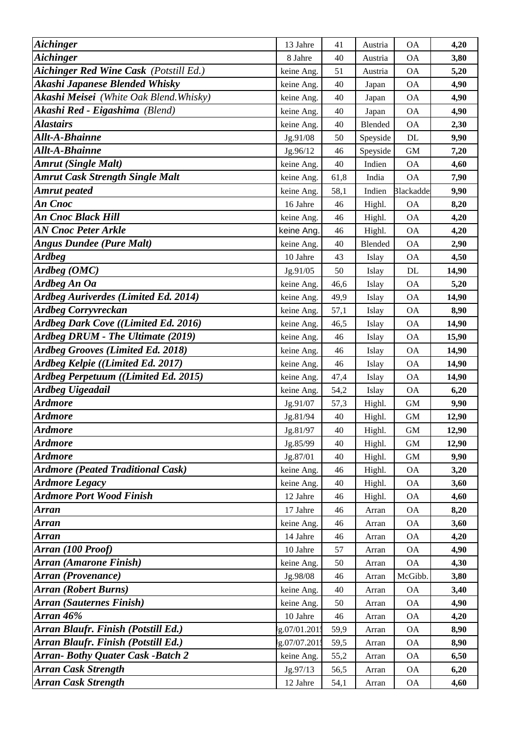| | | | | | |
|---|---|---|---|---|---|
| ***Aichinger*** | 13 Jahre | 41 | Austria | OA | **4,20** |
| ***Aichinger*** | 8 Jahre | 40 | Austria | OA | **3,80** |
| ***Aichinger Red Wine Cask*** *(Potstill Ed.)* | keine Ang. | 51 | Austria | OA | **5,20** |
| ***Akashi Japanese Blended Whisky*** | keine Ang. | 40 | Japan | OA | **4,90** |
| ***Akashi Meisei*** *(White Oak Blend.Whisky)* | keine Ang. | 40 | Japan | OA | **4,90** |
| ***Akashi Red - Eigashima*** *(Blend)* | keine Ang. | 40 | Japan | OA | **4,90** |
| ***Alastairs*** | keine Ang. | 40 | Blended | OA | **2,30** |
| ***Allt-A-Bhainne*** | Jg.91/08 | 50 | Speyside | DL | **9,90** |
| ***Allt-A-Bhainne*** | Jg.96/12 | 46 | Speyside | GM | **7,20** |
| ***Amrut (Single Malt)*** | keine Ang. | 40 | Indien | OA | **4,60** |
| ***Amrut Cask Strength Single Malt*** | keine Ang. | 61,8 | India | OA | **7,90** |
| ***Amrut peated*** | keine Ang. | 58,1 | Indien | Blackadde | **9,90** |
| ***An Cnoc*** | 16 Jahre | 46 | Highl. | OA | **8,20** |
| ***An Cnoc Black Hill*** | keine Ang. | 46 | Highl. | OA | **4,20** |
| ***AN Cnoc Peter Arkle*** | keine Ang. | 46 | Highl. | OA | **4,20** |
| ***Angus Dundee (Pure Malt)*** | keine Ang. | 40 | Blended | OA | **2,90** |
| ***Ardbeg*** | 10 Jahre | 43 | Islay | OA | **4,50** |
| ***Ardbeg (OMC)*** | Jg.91/05 | 50 | Islay | DL | **14,90** |
| ***Ardbeg An Oa*** | keine Ang. | 46,6 | Islay | OA | **5,20** |
| ***Ardbeg Auriverdes (Limited Ed. 2014)*** | keine Ang. | 49,9 | Islay | OA | **14,90** |
| ***Ardbeg Corryvreckan*** | keine Ang. | 57,1 | Islay | OA | **8,90** |
| ***Ardbeg Dark Cove ((Limited Ed. 2016)*** | keine Ang. | 46,5 | Islay | OA | **14,90** |
| ***Ardbeg DRUM - The Ultimate (2019)*** | keine Ang. | 46 | Islay | OA | **15,90** |
| ***Ardbeg Grooves (Limited Ed. 2018)*** | keine Ang. | 46 | Islay | OA | **14,90** |
| ***Ardbeg Kelpie ((Limited Ed. 2017)*** | keine Ang. | 46 | Islay | OA | **14,90** |
| ***Ardbeg Perpetuum ((Limited Ed. 2015)*** | keine Ang. | 47,4 | Islay | OA | **14,90** |
| ***Ardbeg Uigeadail*** | keine Ang. | 54,2 | Islay | OA | **6,20** |
| ***Ardmore*** | Jg.91/07 | 57,3 | Highl. | GM | **9,90** |
| ***Ardmore*** | Jg.81/94 | 40 | Highl. | GM | **12,90** |
| ***Ardmore*** | Jg.81/97 | 40 | Highl. | GM | **12,90** |
| ***Ardmore*** | Jg.85/99 | 40 | Highl. | GM | **12,90** |
| ***Ardmore*** | Jg.87/01 | 40 | Highl. | GM | **9,90** |
| ***Ardmore (Peated Traditional Cask)*** | keine Ang. | 46 | Highl. | OA | **3,20** |
| ***Ardmore Legacy*** | keine Ang. | 40 | Highl. | OA | **3,60** |
| ***Ardmore Port Wood Finish*** | 12 Jahre | 46 | Highl. | OA | **4,60** |
| ***Arran*** | 17 Jahre | 46 | Arran | OA | **8,20** |
| ***Arran*** | keine Ang. | 46 | Arran | OA | **3,60** |
| ***Arran*** | 14 Jahre | 46 | Arran | OA | **4,20** |
| ***Arran (100 Proof)*** | 10 Jahre | 57 | Arran | OA | **4,90** |
| ***Arran (Amarone Finish)*** | keine Ang. | 50 | Arran | OA | **4,30** |
| ***Arran (Provenance)*** | Jg.98/08 | 46 | Arran | McGibb. | **3,80** |
| ***Arran (Robert Burns)*** | keine Ang. | 40 | Arran | OA | **3,40** |
| ***Arran (Sauternes Finish)*** | keine Ang. | 50 | Arran | OA | **4,90** |
| ***Arran 46%*** | 10 Jahre | 46 | Arran | OA | **4,20** |
| ***Arran Blaufr. Finish (Potstill Ed.)*** | Jg.07/01.2015 | 59,9 | Arran | OA | **8,90** |
| ***Arran Blaufr. Finish (Potstill Ed.)*** | Jg.07/07.2015 | 59,5 | Arran | OA | **8,90** |
| ***Arran- Bothy Quater Cask -Batch 2*** | keine Ang. | 55,2 | Arran | OA | **6,50** |
| ***Arran Cask Strength*** | Jg.97/13 | 56,5 | Arran | OA | **6,20** |
| ***Arran Cask Strength*** | 12 Jahre | 54,1 | Arran | OA | **4,60** |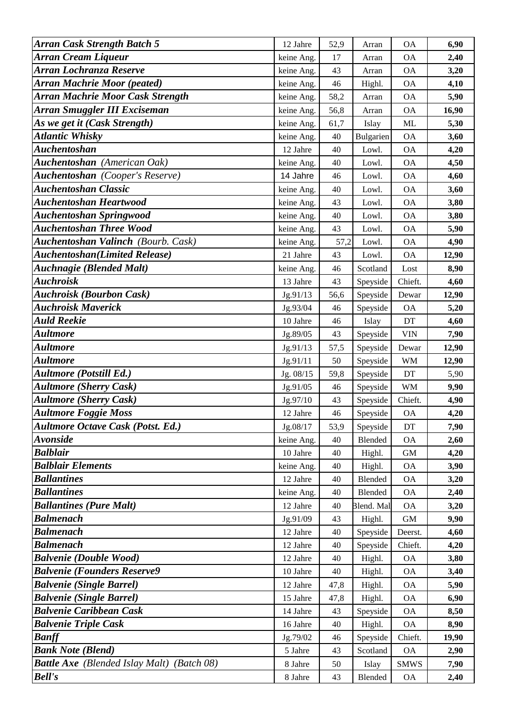| | | | | | |
|---|---|---|---|---|---|
| ***Arran Cask Strength Batch 5*** | 12 Jahre | 52,9 | Arran | OA | **6,90** |
| ***Arran Cream Liqueur*** | keine Ang. | 17 | Arran | OA | **2,40** |
| ***Arran Lochranza Reserve*** | keine Ang. | 43 | Arran | OA | **3,20** |
| ***Arran Machrie Moor (peated)*** | keine Ang. | 46 | Highl. | OA | **4,10** |
| ***Arran Machrie Moor Cask Strength*** | keine Ang. | 58,2 | Arran | OA | **5,90** |
| ***Arran Smuggler III Exciseman*** | keine Ang. | 56,8 | Arran | OA | **16,90** |
| ***As we get it (Cask Strength)*** | keine Ang. | 61,7 | Islay | ML | **5,30** |
| ***Atlantic Whisky*** | keine Ang. | 40 | Bulgarien | OA | **3,60** |
| ***Auchentoshan*** | 12 Jahre | 40 | Lowl. | OA | **4,20** |
| ***Auchentoshan*** *(American Oak)* | keine Ang. | 40 | Lowl. | OA | **4,50** |
| ***Auchentoshan*** *(Cooper's Reserve)* | 14 Jahre | 46 | Lowl. | OA | **4,60** |
| ***Auchentoshan Classic*** | keine Ang. | 40 | Lowl. | OA | **3,60** |
| ***Auchentoshan Heartwood*** | keine Ang. | 43 | Lowl. | OA | **3,80** |
| ***Auchentoshan Springwood*** | keine Ang. | 40 | Lowl. | OA | **3,80** |
| ***Auchentoshan Three Wood*** | keine Ang. | 43 | Lowl. | OA | **5,90** |
| ***Auchentoshan Valinch*** *(Bourb. Cask)* | keine Ang. | 57,2 | Lowl. | OA | **4,90** |
| ***Auchentoshan(Limited Release)*** | 21 Jahre | 43 | Lowl. | OA | **12,90** |
| ***Auchnagie (Blended Malt)*** | keine Ang. | 46 | Scotland | Lost | **8,90** |
| ***Auchroisk*** | 13 Jahre | 43 | Speyside | Chieft. | **4,60** |
| ***Auchroisk (Bourbon Cask)*** | Jg.91/13 | 56,6 | Speyside | Dewar | **12,90** |
| ***Auchroisk Maverick*** | Jg.93/04 | 46 | Speyside | OA | **5,20** |
| ***Auld Reekie*** | 10 Jahre | 46 | Islay | DT | **4,60** |
| ***Aultmore*** | Jg.89/05 | 43 | Speyside | VIN | **7,90** |
| ***Aultmore*** | Jg.91/13 | 57,5 | Speyside | Dewar | **12,90** |
| ***Aultmore*** | Jg.91/11 | 50 | Speyside | WM | **12,90** |
| ***Aultmore (Potstill Ed.)*** | Jg. 08/15 | 59,8 | Speyside | DT | 5,90 |
| ***Aultmore (Sherry Cask)*** | Jg.91/05 | 46 | Speyside | WM | **9,90** |
| ***Aultmore (Sherry Cask)*** | Jg.97/10 | 43 | Speyside | Chieft. | **4,90** |
| ***Aultmore Foggie Moss*** | 12 Jahre | 46 | Speyside | OA | **4,20** |
| ***Aultmore Octave Cask (Potst. Ed.)*** | Jg.08/17 | 53,9 | Speyside | DT | **7,90** |
| ***Avonside*** | keine Ang. | 40 | Blended | OA | **2,60** |
| ***Balblair*** | 10 Jahre | 40 | Highl. | GM | **4,20** |
| ***Balblair Elements*** | keine Ang. | 40 | Highl. | OA | **3,90** |
| ***Ballantines*** | 12 Jahre | 40 | Blended | OA | **3,20** |
| ***Ballantines*** | keine Ang. | 40 | Blended | OA | **2,40** |
| ***Ballantines (Pure Malt)*** | 12 Jahre | 40 | Blend. Mal | OA | **3,20** |
| ***Balmenach*** | Jg.91/09 | 43 | Highl. | GM | **9,90** |
| ***Balmenach*** | 12 Jahre | 40 | Speyside | Deerst. | **4,60** |
| ***Balmenach*** | 12 Jahre | 40 | Speyside | Chieft. | **4,20** |
| ***Balvenie (Double Wood)*** | 12 Jahre | 40 | Highl. | OA | **3,80** |
| ***Balvenie (Founders Reserve9*** | 10 Jahre | 40 | Highl. | OA | **3,40** |
| ***Balvenie (Single Barrel)*** | 12 Jahre | 47,8 | Highl. | OA | **5,90** |
| ***Balvenie (Single Barrel)*** | 15 Jahre | 47,8 | Highl. | OA | **6,90** |
| ***Balvenie Caribbean Cask*** | 14 Jahre | 43 | Speyside | OA | **8,50** |
| ***Balvenie Triple Cask*** | 16 Jahre | 40 | Highl. | OA | **8,90** |
| ***Banff*** | Jg.79/02 | 46 | Speyside | Chieft. | **19,90** |
| ***Bank Note (Blend)*** | 5 Jahre | 43 | Scotland | OA | **2,90** |
| ***Battle Axe*** *(Blended Islay Malt) (Batch 08)* | 8 Jahre | 50 | Islay | SMWS | **7,90** |
| ***Bell's*** | 8 Jahre | 43 | Blended | OA | **2,40** |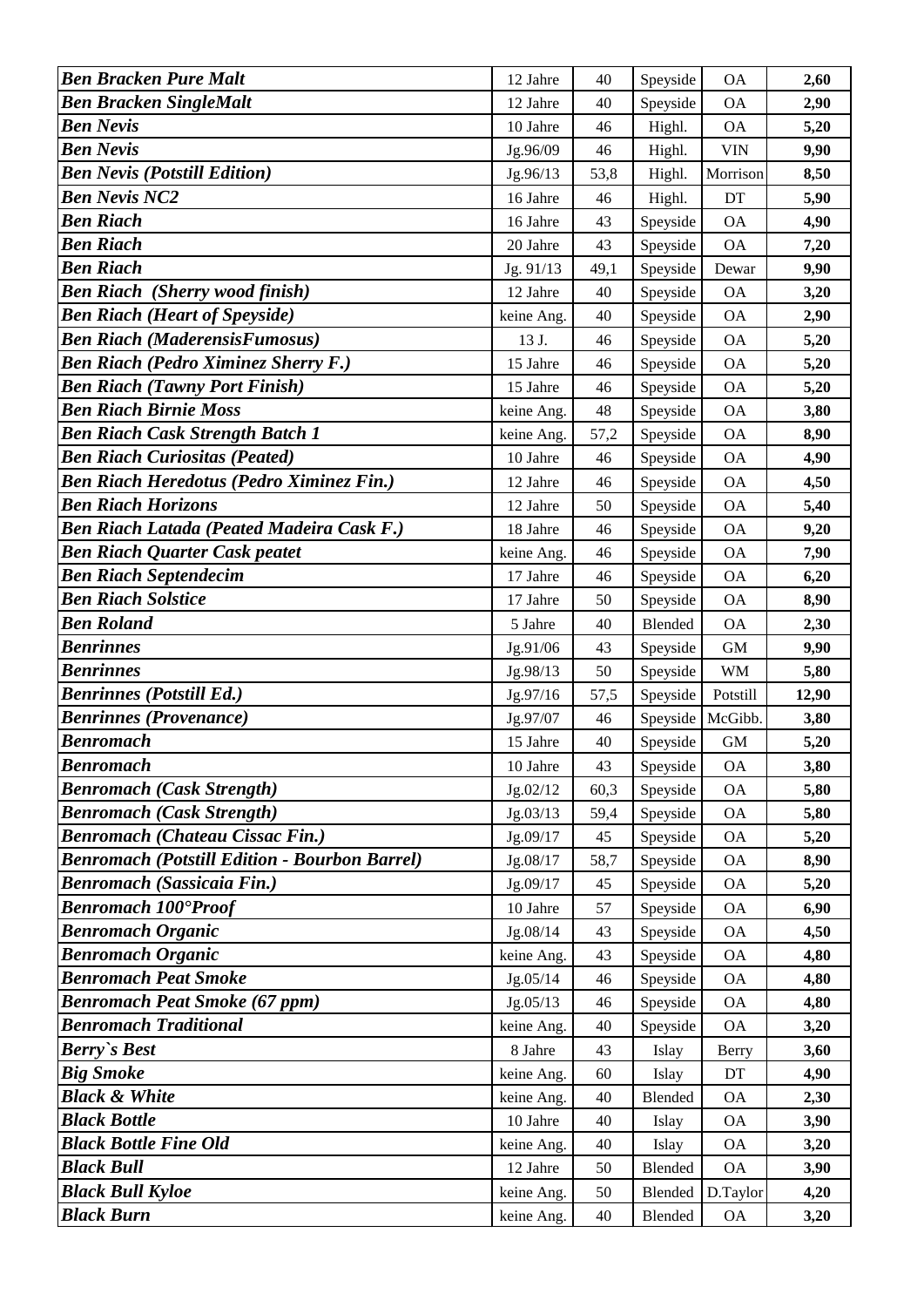| | | | | | |
|---|---|---|---|---|---|
| ***Ben Bracken Pure Malt*** | 12 Jahre | 40 | Speyside | OA | **2,60** |
| ***Ben Bracken SingleMalt*** | 12 Jahre | 40 | Speyside | OA | **2,90** |
| ***Ben Nevis*** | 10 Jahre | 46 | Highl. | OA | **5,20** |
| ***Ben Nevis*** | Jg.96/09 | 46 | Highl. | VIN | **9,90** |
| ***Ben Nevis (Potstill Edition)*** | Jg.96/13 | 53,8 | Highl. | Morrison | **8,50** |
| ***Ben Nevis NC2*** | 16 Jahre | 46 | Highl. | DT | **5,90** |
| ***Ben Riach*** | 16 Jahre | 43 | Speyside | OA | **4,90** |
| ***Ben Riach*** | 20 Jahre | 43 | Speyside | OA | **7,20** |
| ***Ben Riach*** | Jg. 91/13 | 49,1 | Speyside | Dewar | **9,90** |
| ***Ben Riach (Sherry wood finish)*** | 12 Jahre | 40 | Speyside | OA | **3,20** |
| ***Ben Riach (Heart of Speyside)*** | keine Ang. | 40 | Speyside | OA | **2,90** |
| ***Ben Riach (MaderensisFumosus)*** | 13 J. | 46 | Speyside | OA | **5,20** |
| ***Ben Riach (Pedro Ximinez Sherry F.)*** | 15 Jahre | 46 | Speyside | OA | **5,20** |
| ***Ben Riach (Tawny Port Finish)*** | 15 Jahre | 46 | Speyside | OA | **5,20** |
| ***Ben Riach Birnie Moss*** | keine Ang. | 48 | Speyside | OA | **3,80** |
| ***Ben Riach Cask Strength Batch 1*** | keine Ang. | 57,2 | Speyside | OA | **8,90** |
| ***Ben Riach Curiositas (Peated)*** | 10 Jahre | 46 | Speyside | OA | **4,90** |
| ***Ben Riach Heredotus (Pedro Ximinez Fin.)*** | 12 Jahre | 46 | Speyside | OA | **4,50** |
| ***Ben Riach Horizons*** | 12 Jahre | 50 | Speyside | OA | **5,40** |
| ***Ben Riach Latada (Peated Madeira Cask F.)*** | 18 Jahre | 46 | Speyside | OA | **9,20** |
| ***Ben Riach Quarter Cask peatet*** | keine Ang. | 46 | Speyside | OA | **7,90** |
| ***Ben Riach Septendecim*** | 17 Jahre | 46 | Speyside | OA | **6,20** |
| ***Ben Riach Solstice*** | 17 Jahre | 50 | Speyside | OA | **8,90** |
| ***Ben Roland*** | 5 Jahre | 40 | Blended | OA | **2,30** |
| ***Benrinnes*** | Jg.91/06 | 43 | Speyside | GM | **9,90** |
| ***Benrinnes*** | Jg.98/13 | 50 | Speyside | WM | **5,80** |
| ***Benrinnes (Potstill Ed.)*** | Jg.97/16 | 57,5 | Speyside | Potstill | **12,90** |
| ***Benrinnes (Provenance)*** | Jg.97/07 | 46 | Speyside | McGibb. | **3,80** |
| ***Benromach*** | 15 Jahre | 40 | Speyside | GM | **5,20** |
| ***Benromach*** | 10 Jahre | 43 | Speyside | OA | **3,80** |
| ***Benromach (Cask Strength)*** | Jg.02/12 | 60,3 | Speyside | OA | **5,80** |
| ***Benromach (Cask Strength)*** | Jg.03/13 | 59,4 | Speyside | OA | **5,80** |
| ***Benromach (Chateau Cissac Fin.)*** | Jg.09/17 | 45 | Speyside | OA | **5,20** |
| ***Benromach (Potstill Edition - Bourbon Barrel)*** | Jg.08/17 | 58,7 | Speyside | OA | **8,90** |
| ***Benromach (Sassicaia Fin.)*** | Jg.09/17 | 45 | Speyside | OA | **5,20** |
| ***Benromach 100°Proof*** | 10 Jahre | 57 | Speyside | OA | **6,90** |
| ***Benromach Organic*** | Jg.08/14 | 43 | Speyside | OA | **4,50** |
| ***Benromach Organic*** | keine Ang. | 43 | Speyside | OA | **4,80** |
| ***Benromach Peat Smoke*** | Jg.05/14 | 46 | Speyside | OA | **4,80** |
| ***Benromach Peat Smoke (67 ppm)*** | Jg.05/13 | 46 | Speyside | OA | **4,80** |
| ***Benromach Traditional*** | keine Ang. | 40 | Speyside | OA | **3,20** |
| ***Berry`s Best*** | 8 Jahre | 43 | Islay | Berry | **3,60** |
| ***Big Smoke*** | keine Ang. | 60 | Islay | DT | **4,90** |
| ***Black & White*** | keine Ang. | 40 | Blended | OA | **2,30** |
| ***Black Bottle*** | 10 Jahre | 40 | Islay | OA | **3,90** |
| ***Black Bottle Fine Old*** | keine Ang. | 40 | Islay | OA | **3,20** |
| ***Black Bull*** | 12 Jahre | 50 | Blended | OA | **3,90** |
| ***Black Bull Kyloe*** | keine Ang. | 50 | Blended | D.Taylor | **4,20** |
| ***Black Burn*** | keine Ang. | 40 | Blended | OA | **3,20** |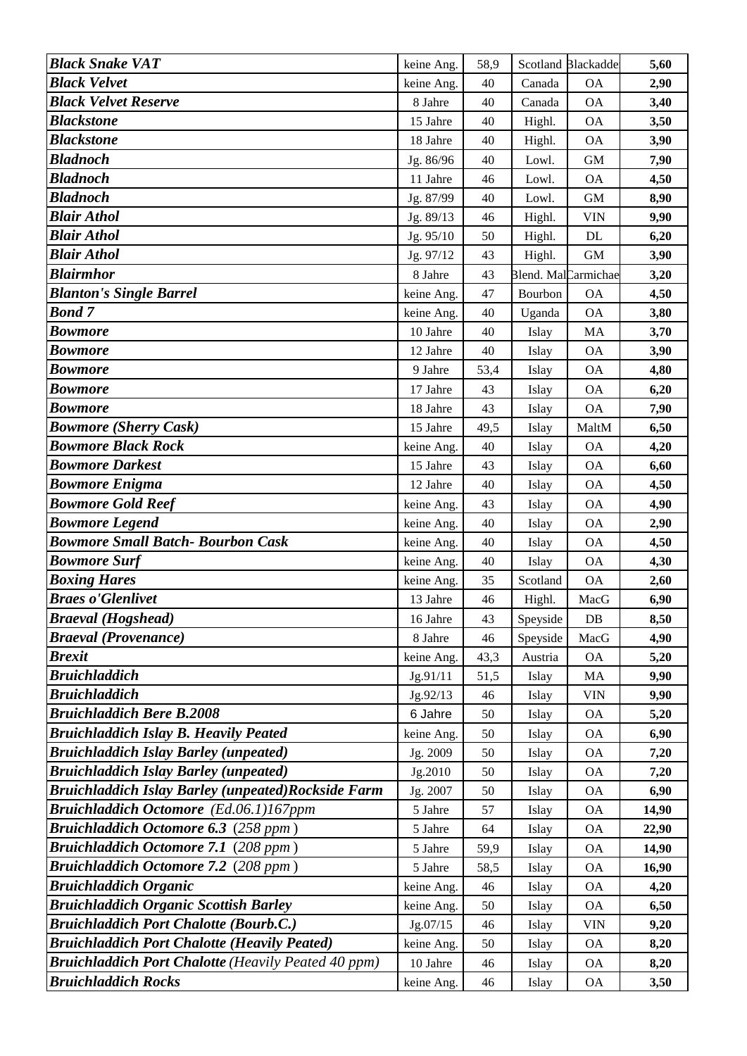| | | | | | |
|---|---|---|---|---|---|
| ***Black Snake VAT*** | keine Ang. | 58,9 | Scotland | Blackadder | **5,60** |
| ***Black Velvet*** | keine Ang. | 40 | Canada | OA | **2,90** |
| ***Black Velvet Reserve*** | 8 Jahre | 40 | Canada | OA | **3,40** |
| ***Blackstone*** | 15 Jahre | 40 | Highl. | OA | **3,50** |
| ***Blackstone*** | 18 Jahre | 40 | Highl. | OA | **3,90** |
| ***Bladnoch*** | Jg. 86/96 | 40 | Lowl. | GM | **7,90** |
| ***Bladnoch*** | 11 Jahre | 46 | Lowl. | OA | **4,50** |
| ***Bladnoch*** | Jg. 87/99 | 40 | Lowl. | GM | **8,90** |
| ***Blair Athol*** | Jg. 89/13 | 46 | Highl. | VIN | **9,90** |
| ***Blair Athol*** | Jg. 95/10 | 50 | Highl. | DL | **6,20** |
| ***Blair Athol*** | Jg. 97/12 | 43 | Highl. | GM | **3,90** |
| ***Blairmhor*** | 8 Jahre | 43 | Blend. Malt | Carmichael | **3,20** |
| ***Blanton's Single Barrel*** | keine Ang. | 47 | Bourbon | OA | **4,50** |
| ***Bond 7*** | keine Ang. | 40 | Uganda | OA | **3,80** |
| ***Bowmore*** | 10 Jahre | 40 | Islay | MA | **3,70** |
| ***Bowmore*** | 12 Jahre | 40 | Islay | OA | **3,90** |
| ***Bowmore*** | 9 Jahre | 53,4 | Islay | OA | **4,80** |
| ***Bowmore*** | 17 Jahre | 43 | Islay | OA | **6,20** |
| ***Bowmore*** | 18 Jahre | 43 | Islay | OA | **7,90** |
| ***Bowmore (Sherry Cask)*** | 15 Jahre | 49,5 | Islay | MaltM | **6,50** |
| ***Bowmore Black Rock*** | keine Ang. | 40 | Islay | OA | **4,20** |
| ***Bowmore Darkest*** | 15 Jahre | 43 | Islay | OA | **6,60** |
| ***Bowmore Enigma*** | 12 Jahre | 40 | Islay | OA | **4,50** |
| ***Bowmore Gold Reef*** | keine Ang. | 43 | Islay | OA | **4,90** |
| ***Bowmore Legend*** | keine Ang. | 40 | Islay | OA | **2,90** |
| ***Bowmore Small Batch- Bourbon Cask*** | keine Ang. | 40 | Islay | OA | **4,50** |
| ***Bowmore Surf*** | keine Ang. | 40 | Islay | OA | **4,30** |
| ***Boxing Hares*** | keine Ang. | 35 | Scotland | OA | **2,60** |
| ***Braes o'Glenlivet*** | 13 Jahre | 46 | Highl. | MacG | **6,90** |
| ***Braeval (Hogshead)*** | 16 Jahre | 43 | Speyside | DB | **8,50** |
| ***Braeval (Provenance)*** | 8 Jahre | 46 | Speyside | MacG | **4,90** |
| ***Brexit*** | keine Ang. | 43,3 | Austria | OA | **5,20** |
| ***Bruichladdich*** | Jg.91/11 | 51,5 | Islay | MA | **9,90** |
| ***Bruichladdich*** | Jg.92/13 | 46 | Islay | VIN | **9,90** |
| ***Bruichladdich Bere B.2008*** | 6 Jahre | 50 | Islay | OA | **5,20** |
| ***Bruichladdich Islay B. Heavily Peated*** | keine Ang. | 50 | Islay | OA | **6,90** |
| ***Bruichladdich Islay Barley (unpeated)*** | Jg. 2009 | 50 | Islay | OA | **7,20** |
| ***Bruichladdich Islay Barley (unpeated)*** | Jg.2010 | 50 | Islay | OA | **7,20** |
| ***Bruichladdich Islay Barley (unpeated)Rockside Farm*** | Jg. 2007 | 50 | Islay | OA | **6,90** |
| ***Bruichladdich Octomore*** *(Ed.06.1)167ppm* | 5 Jahre | 57 | Islay | OA | **14,90** |
| ***Bruichladdich Octomore 6.3*** (*258 ppm*) | 5 Jahre | 64 | Islay | OA | **22,90** |
| ***Bruichladdich Octomore 7.1*** (*208 ppm*) | 5 Jahre | 59,9 | Islay | OA | **14,90** |
| ***Bruichladdich Octomore 7.2*** (*208 ppm*) | 5 Jahre | 58,5 | Islay | OA | **16,90** |
| ***Bruichladdich Organic*** | keine Ang. | 46 | Islay | OA | **4,20** |
| ***Bruichladdich Organic Scottish Barley*** | keine Ang. | 50 | Islay | OA | **6,50** |
| ***Bruichladdich Port Chalotte (Bourb.C.)*** | Jg.07/15 | 46 | Islay | VIN | **9,20** |
| ***Bruichladdich Port Chalotte (Heavily Peated)*** | keine Ang. | 50 | Islay | OA | **8,20** |
| ***Bruichladdich Port Chalotte*** *(Heavily Peated 40 ppm)* | 10 Jahre | 46 | Islay | OA | **8,20** |
| ***Bruichladdich Rocks*** | keine Ang. | 46 | Islay | OA | **3,50** |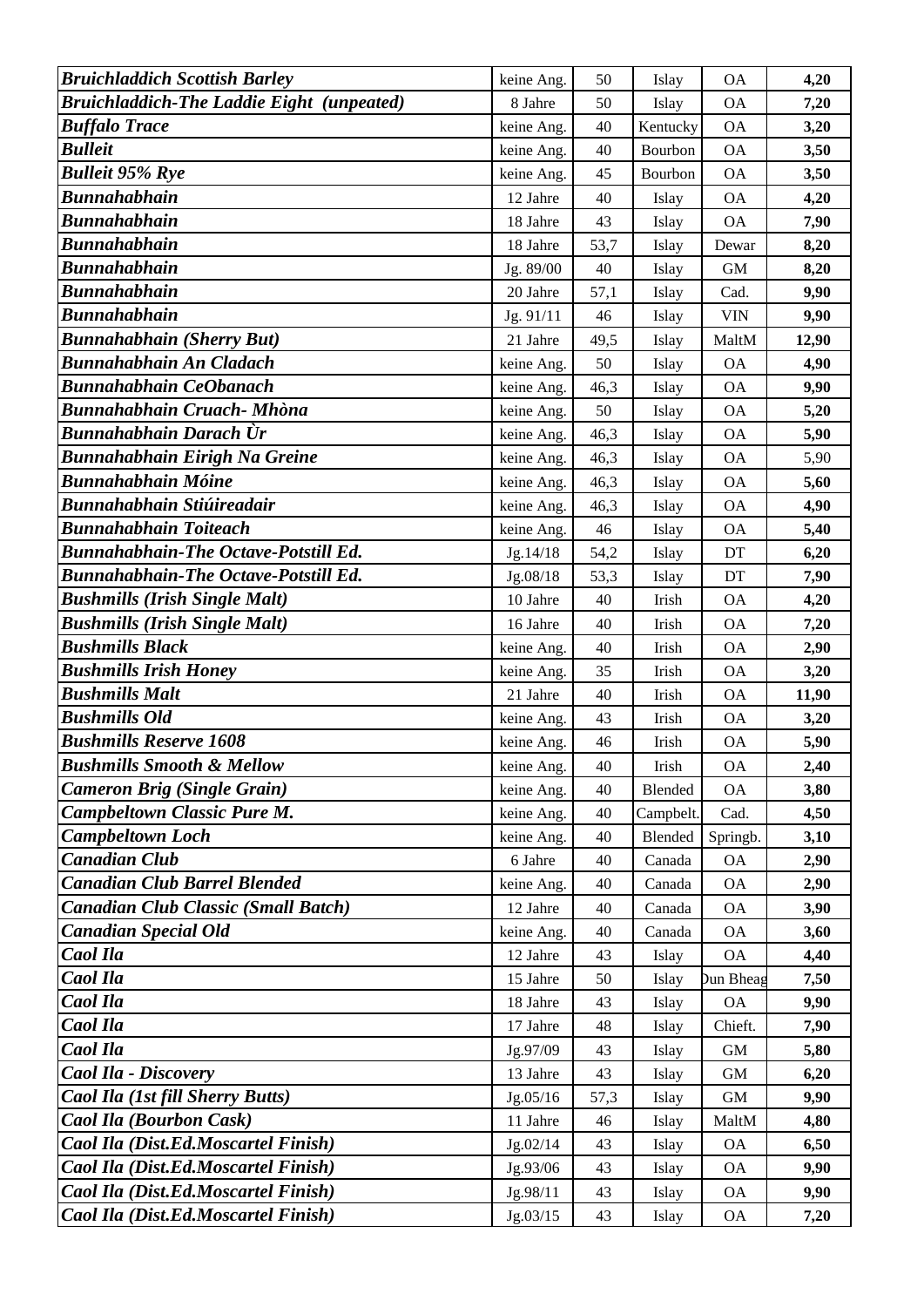| | | | | | |
|---|---|---|---|---|---|
| ***Bruichladdich Scottish Barley*** | keine Ang. | 50 | Islay | OA | **4,20** |
| ***Bruichladdich-The Laddie Eight (unpeated)*** | 8 Jahre | 50 | Islay | OA | **7,20** |
| ***Buffalo Trace*** | keine Ang. | 40 | Kentucky | OA | **3,20** |
| ***Bulleit*** | keine Ang. | 40 | Bourbon | OA | **3,50** |
| ***Bulleit 95% Rye*** | keine Ang. | 45 | Bourbon | OA | **3,50** |
| ***Bunnahabhain*** | 12 Jahre | 40 | Islay | OA | **4,20** |
| ***Bunnahabhain*** | 18 Jahre | 43 | Islay | OA | **7,90** |
| ***Bunnahabhain*** | 18 Jahre | 53,7 | Islay | Dewar | **8,20** |
| ***Bunnahabhain*** | Jg. 89/00 | 40 | Islay | GM | **8,20** |
| ***Bunnahabhain*** | 20 Jahre | 57,1 | Islay | Cad. | **9,90** |
| ***Bunnahabhain*** | Jg. 91/11 | 46 | Islay | VIN | **9,90** |
| ***Bunnahabhain (Sherry But)*** | 21 Jahre | 49,5 | Islay | MaltM | **12,90** |
| ***Bunnahabhain An Cladach*** | keine Ang. | 50 | Islay | OA | **4,90** |
| ***Bunnahabhain CeObanach*** | keine Ang. | 46,3 | Islay | OA | **9,90** |
| ***Bunnahabhain Cruach- Mhòna*** | keine Ang. | 50 | Islay | OA | **5,20** |
| ***Bunnahabhain Darach Ùr*** | keine Ang. | 46,3 | Islay | OA | **5,90** |
| ***Bunnahabhain Eirigh Na Greine*** | keine Ang. | 46,3 | Islay | OA | 5,90 |
| ***Bunnahabhain Móine*** | keine Ang. | 46,3 | Islay | OA | **5,60** |
| ***Bunnahabhain Stiúireadair*** | keine Ang. | 46,3 | Islay | OA | **4,90** |
| ***Bunnahabhain Toiteach*** | keine Ang. | 46 | Islay | OA | **5,40** |
| ***Bunnahabhain-The Octave-Potstill Ed.*** | Jg.14/18 | 54,2 | Islay | DT | **6,20** |
| ***Bunnahabhain-The Octave-Potstill Ed.*** | Jg.08/18 | 53,3 | Islay | DT | **7,90** |
| ***Bushmills (Irish Single Malt)*** | 10 Jahre | 40 | Irish | OA | **4,20** |
| ***Bushmills (Irish Single Malt)*** | 16 Jahre | 40 | Irish | OA | **7,20** |
| ***Bushmills Black*** | keine Ang. | 40 | Irish | OA | **2,90** |
| ***Bushmills Irish Honey*** | keine Ang. | 35 | Irish | OA | **3,20** |
| ***Bushmills Malt*** | 21 Jahre | 40 | Irish | OA | **11,90** |
| ***Bushmills Old*** | keine Ang. | 43 | Irish | OA | **3,20** |
| ***Bushmills Reserve 1608*** | keine Ang. | 46 | Irish | OA | **5,90** |
| ***Bushmills Smooth & Mellow*** | keine Ang. | 40 | Irish | OA | **2,40** |
| ***Cameron Brig (Single Grain)*** | keine Ang. | 40 | Blended | OA | **3,80** |
| ***Campbeltown Classic Pure M.*** | keine Ang. | 40 | Campbelt. | Cad. | **4,50** |
| ***Campbeltown Loch*** | keine Ang. | 40 | Blended | Springb. | **3,10** |
| ***Canadian Club*** | 6 Jahre | 40 | Canada | OA | **2,90** |
| ***Canadian Club Barrel Blended*** | keine Ang. | 40 | Canada | OA | **2,90** |
| ***Canadian Club Classic (Small Batch)*** | 12 Jahre | 40 | Canada | OA | **3,90** |
| ***Canadian Special Old*** | keine Ang. | 40 | Canada | OA | **3,60** |
| ***Caol Ila*** | 12 Jahre | 43 | Islay | OA | **4,40** |
| ***Caol Ila*** | 15 Jahre | 50 | Islay | Dun Bheag | **7,50** |
| ***Caol Ila*** | 18 Jahre | 43 | Islay | OA | **9,90** |
| ***Caol Ila*** | 17 Jahre | 48 | Islay | Chieft. | **7,90** |
| ***Caol Ila*** | Jg.97/09 | 43 | Islay | GM | **5,80** |
| ***Caol Ila - Discovery*** | 13 Jahre | 43 | Islay | GM | **6,20** |
| ***Caol Ila (1st fill Sherry Butts)*** | Jg.05/16 | 57,3 | Islay | GM | **9,90** |
| ***Caol Ila (Bourbon Cask)*** | 11 Jahre | 46 | Islay | MaltM | **4,80** |
| ***Caol Ila (Dist.Ed.Moscartel Finish)*** | Jg.02/14 | 43 | Islay | OA | **6,50** |
| ***Caol Ila (Dist.Ed.Moscartel Finish)*** | Jg.93/06 | 43 | Islay | OA | **9,90** |
| ***Caol Ila (Dist.Ed.Moscartel Finish)*** | Jg.98/11 | 43 | Islay | OA | **9,90** |
| ***Caol Ila (Dist.Ed.Moscartel Finish)*** | Jg.03/15 | 43 | Islay | OA | **7,20** |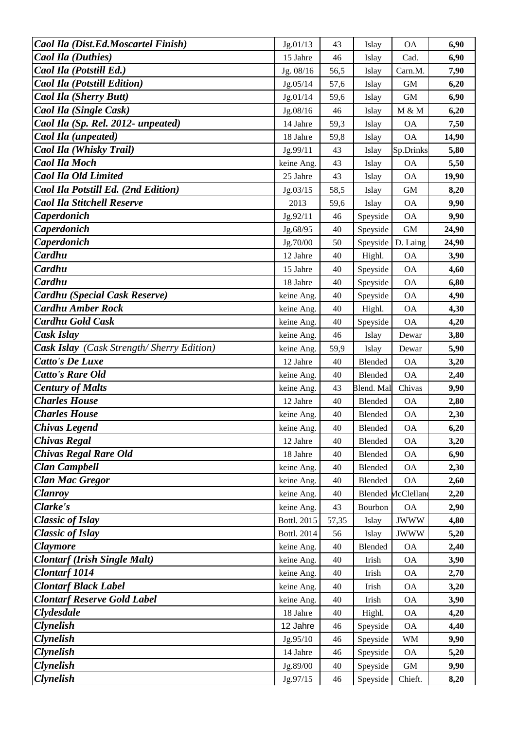| | | | | | |
|---|---|---|---|---|---|
| ***Caol Ila (Dist.Ed.Moscartel Finish)*** | Jg.01/13 | 43 | Islay | OA | **6,90** |
| ***Caol Ila (Duthies)*** | 15 Jahre | 46 | Islay | Cad. | **6,90** |
| ***Caol Ila (Potstill Ed.)*** | Jg. 08/16 | 56,5 | Islay | Carn.M. | **7,90** |
| ***Caol Ila (Potstill Edition)*** | Jg.05/14 | 57,6 | Islay | GM | **6,20** |
| ***Caol Ila (Sherry Butt)*** | Jg.01/14 | 59,6 | Islay | GM | **6,90** |
| ***Caol Ila (Single Cask)*** | Jg.08/16 | 46 | Islay | M & M | **6,20** |
| ***Caol Ila (Sp. Rel. 2012- unpeated)*** | 14 Jahre | 59,3 | Islay | OA | **7,50** |
| ***Caol Ila (unpeated)*** | 18 Jahre | 59,8 | Islay | OA | **14,90** |
| ***Caol Ila (Whisky Trail)*** | Jg.99/11 | 43 | Islay | Sp.Drinks | **5,80** |
| ***Caol Ila Moch*** | keine Ang. | 43 | Islay | OA | **5,50** |
| ***Caol Ila Old Limited*** | 25 Jahre | 43 | Islay | OA | **19,90** |
| ***Caol Ila Potstill Ed. (2nd Edition)*** | Jg.03/15 | 58,5 | Islay | GM | **8,20** |
| ***Caol Ila Stitchell Reserve*** | 2013 | 59,6 | Islay | OA | **9,90** |
| ***Caperdonich*** | Jg.92/11 | 46 | Speyside | OA | **9,90** |
| ***Caperdonich*** | Jg.68/95 | 40 | Speyside | GM | **24,90** |
| ***Caperdonich*** | Jg.70/00 | 50 | Speyside | D. Laing | **24,90** |
| ***Cardhu*** | 12 Jahre | 40 | Highl. | OA | **3,90** |
| ***Cardhu*** | 15 Jahre | 40 | Speyside | OA | **4,60** |
| ***Cardhu*** | 18 Jahre | 40 | Speyside | OA | **6,80** |
| ***Cardhu (Special Cask Reserve)*** | keine Ang. | 40 | Speyside | OA | **4,90** |
| ***Cardhu Amber Rock*** | keine Ang. | 40 | Highl. | OA | **4,30** |
| ***Cardhu Gold Cask*** | keine Ang. | 40 | Speyside | OA | **4,20** |
| ***Cask Islay*** | keine Ang. | 46 | Islay | Dewar | **3,80** |
| ***Cask Islay*** *(Cask Strength/ Sherry Edition)* | keine Ang. | 59,9 | Islay | Dewar | **5,90** |
| ***Catto's De Luxe*** | 12 Jahre | 40 | Blended | OA | **3,20** |
| ***Catto's Rare Old*** | keine Ang. | 40 | Blended | OA | **2,40** |
| ***Century of Malts*** | keine Ang. | 43 | Blend. Mal | Chivas | **9,90** |
| ***Charles House*** | 12 Jahre | 40 | Blended | OA | **2,80** |
| ***Charles House*** | keine Ang. | 40 | Blended | OA | **2,30** |
| ***Chivas Legend*** | keine Ang. | 40 | Blended | OA | **6,20** |
| ***Chivas Regal*** | 12 Jahre | 40 | Blended | OA | **3,20** |
| ***Chivas Regal Rare Old*** | 18 Jahre | 40 | Blended | OA | **6,90** |
| ***Clan Campbell*** | keine Ang. | 40 | Blended | OA | **2,30** |
| ***Clan Mac Gregor*** | keine Ang. | 40 | Blended | OA | **2,60** |
| ***Clanroy*** | keine Ang. | 40 | Blended | McClelland | **2,20** |
| ***Clarke's*** | keine Ang. | 43 | Bourbon | OA | **2,90** |
| ***Classic of Islay*** | Bottl. 2015 | 57,35 | Islay | JWWW | **4,80** |
| ***Classic of Islay*** | Bottl. 2014 | 56 | Islay | JWWW | **5,20** |
| ***Claymore*** | keine Ang. | 40 | Blended | OA | **2,40** |
| ***Clontarf (Irish Single Malt)*** | keine Ang. | 40 | Irish | OA | **3,90** |
| ***Clontarf 1014*** | keine Ang. | 40 | Irish | OA | **2,70** |
| ***Clontarf Black Label*** | keine Ang. | 40 | Irish | OA | **3,20** |
| ***Clontarf Reserve Gold Label*** | keine Ang. | 40 | Irish | OA | **3,90** |
| ***Clydesdale*** | 18 Jahre | 40 | Highl. | OA | **4,20** |
| ***Clynelish*** | 12 Jahre | 46 | Speyside | OA | **4,40** |
| ***Clynelish*** | Jg.95/10 | 46 | Speyside | WM | **9,90** |
| ***Clynelish*** | 14 Jahre | 46 | Speyside | OA | **5,20** |
| ***Clynelish*** | Jg.89/00 | 40 | Speyside | GM | **9,90** |
| ***Clynelish*** | Jg.97/15 | 46 | Speyside | Chieft. | **8,20** |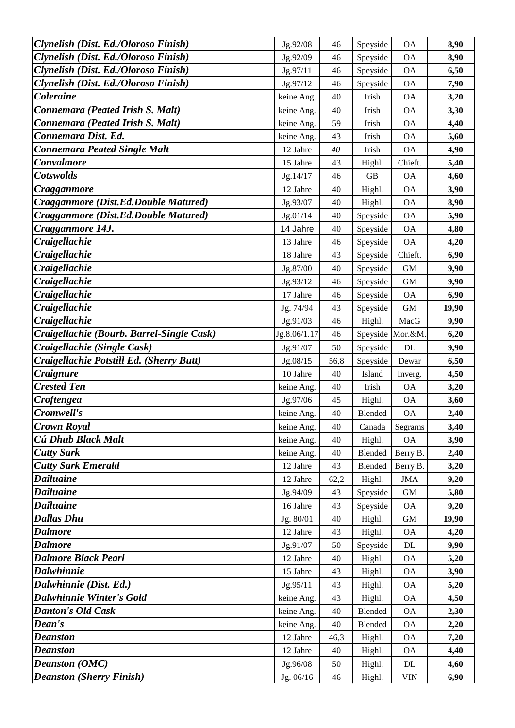| | | | | | |
|---|---|---|---|---|---|
| ***Clynelish (Dist. Ed./Oloroso Finish)*** | Jg.92/08 | 46 | Speyside | OA | **8,90** |
| ***Clynelish (Dist. Ed./Oloroso Finish)*** | Jg.92/09 | 46 | Speyside | OA | **8,90** |
| ***Clynelish (Dist. Ed./Oloroso Finish)*** | Jg.97/11 | 46 | Speyside | OA | **6,50** |
| ***Clynelish (Dist. Ed./Oloroso Finish)*** | Jg.97/12 | 46 | Speyside | OA | **7,90** |
| ***Coleraine*** | keine Ang. | 40 | Irish | OA | **3,20** |
| ***Connemara (Peated Irish S. Malt)*** | keine Ang. | 40 | Irish | OA | **3,30** |
| ***Connemara (Peated Irish S. Malt)*** | keine Ang. | 59 | Irish | OA | **4,40** |
| ***Connemara Dist. Ed.*** | keine Ang. | 43 | Irish | OA | **5,60** |
| ***Connemara Peated Single Malt*** | 12 Jahre | *40* | Irish | OA | **4,90** |
| ***Convalmore*** | 15 Jahre | 43 | Highl. | Chieft. | **5,40** |
| ***Cotswolds*** | Jg.14/17 | 46 | GB | OA | **4,60** |
| ***Cragganmore*** | 12 Jahre | 40 | Highl. | OA | **3,90** |
| ***Cragganmore (Dist.Ed.Double Matured)*** | Jg.93/07 | 40 | Highl. | OA | **8,90** |
| ***Cragganmore (Dist.Ed.Double Matured)*** | Jg.01/14 | 40 | Speyside | OA | **5,90** |
| ***Cragganmore 14J.*** | 14 Jahre | 40 | Speyside | OA | **4,80** |
| ***Craigellachie*** | 13 Jahre | 46 | Speyside | OA | **4,20** |
| ***Craigellachie*** | 18 Jahre | 43 | Speyside | Chieft. | **6,90** |
| ***Craigellachie*** | Jg.87/00 | 40 | Speyside | GM | **9,90** |
| ***Craigellachie*** | Jg.93/12 | 46 | Speyside | GM | **9,90** |
| ***Craigellachie*** | 17 Jahre | 46 | Speyside | OA | **6,90** |
| ***Craigellachie*** | Jg. 74/94 | 43 | Speyside | GM | **19,90** |
| ***Craigellachie*** | Jg.91/03 | 46 | Highl. | MacG | **9,90** |
| ***Craigellachie (Bourb. Barrel-Single Cask)*** | Jg.8.06/1.17 | 46 | Speyside | Mor.&M. | **6,20** |
| ***Craigellachie (Single Cask)*** | Jg.91/07 | 50 | Speyside | DL | **9,90** |
| ***Craigellachie Potstill Ed. (Sherry Butt)*** | Jg.08/15 | 56,8 | Speyside | Dewar | **6,50** |
| ***Craignure*** | 10 Jahre | 40 | Island | Inverg. | **4,50** |
| ***Crested Ten*** | keine Ang. | 40 | Irish | OA | **3,20** |
| ***Croftengea*** | Jg.97/06 | 45 | Highl. | OA | **3,60** |
| ***Cromwell's*** | keine Ang. | 40 | Blended | OA | **2,40** |
| ***Crown Royal*** | keine Ang. | 40 | Canada | Segrams | **3,40** |
| ***Cú Dhub Black Malt*** | keine Ang. | 40 | Highl. | OA | **3,90** |
| ***Cutty Sark*** | keine Ang. | 40 | Blended | Berry B. | **2,40** |
| ***Cutty Sark Emerald*** | 12 Jahre | 43 | Blended | Berry B. | **3,20** |
| ***Dailuaine*** | 12 Jahre | 62,2 | Highl. | JMA | **9,20** |
| ***Dailuaine*** | Jg.94/09 | 43 | Speyside | GM | **5,80** |
| ***Dailuaine*** | 16 Jahre | 43 | Speyside | OA | **9,20** |
| ***Dallas Dhu*** | Jg. 80/01 | 40 | Highl. | GM | **19,90** |
| ***Dalmore*** | 12 Jahre | 43 | Highl. | OA | **4,20** |
| ***Dalmore*** | Jg.91/07 | 50 | Speyside | DL | **9,90** |
| ***Dalmore Black Pearl*** | 12 Jahre | 40 | Highl. | OA | **5,20** |
| ***Dalwhinnie*** | 15 Jahre | 43 | Highl. | OA | **3,90** |
| ***Dalwhinnie (Dist. Ed.)*** | Jg.95/11 | 43 | Highl. | OA | **5,20** |
| ***Dalwhinnie Winter's Gold*** | keine Ang. | 43 | Highl. | OA | **4,50** |
| ***Danton's Old Cask*** | keine Ang. | 40 | Blended | OA | **2,30** |
| ***Dean's*** | keine Ang. | 40 | Blended | OA | **2,20** |
| ***Deanston*** | 12 Jahre | 46,3 | Highl. | OA | **7,20** |
| ***Deanston*** | 12 Jahre | 40 | Highl. | OA | **4,40** |
| ***Deanston (OMC)*** | Jg.96/08 | 50 | Highl. | DL | **4,60** |
| ***Deanston (Sherry Finish)*** | Jg. 06/16 | 46 | Highl. | VIN | **6,90** |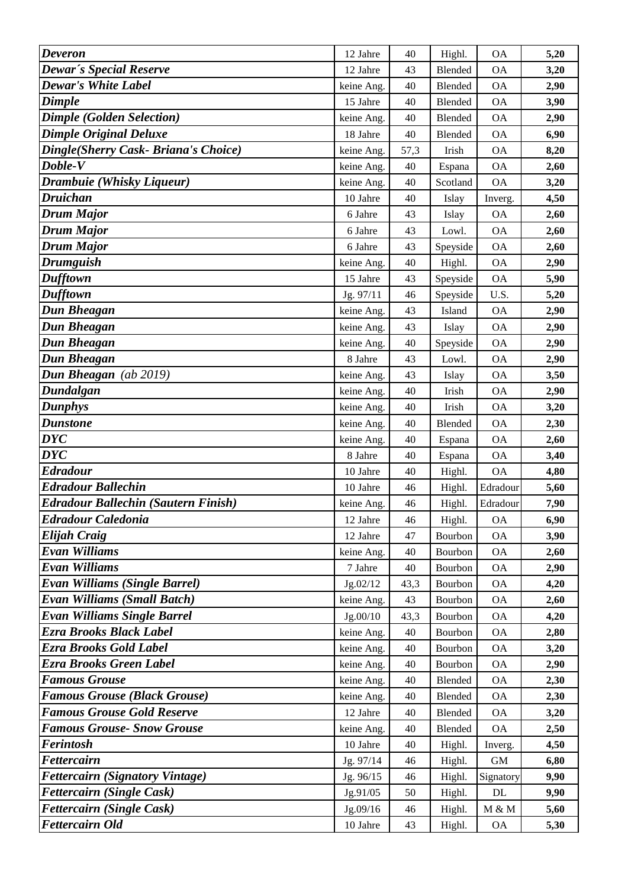| | | | | | |
|---|---|---|---|---|---|
| ***Deveron*** | 12 Jahre | 40 | Highl. | OA | **5,20** |
| ***Dewar´s Special Reserve*** | 12 Jahre | 43 | Blended | OA | **3,20** |
| ***Dewar's White Label*** | keine Ang. | 40 | Blended | OA | **2,90** |
| ***Dimple*** | 15 Jahre | 40 | Blended | OA | **3,90** |
| ***Dimple (Golden Selection)*** | keine Ang. | 40 | Blended | OA | **2,90** |
| ***Dimple Original Deluxe*** | 18 Jahre | 40 | Blended | OA | **6,90** |
| ***Dingle(Sherry Cask- Briana's Choice)*** | keine Ang. | 57,3 | Irish | OA | **8,20** |
| ***Doble-V*** | keine Ang. | 40 | Espana | OA | **2,60** |
| ***Drambuie (Whisky Liqueur)*** | keine Ang. | 40 | Scotland | OA | **3,20** |
| ***Druichan*** | 10 Jahre | 40 | Islay | Inverg. | **4,50** |
| ***Drum Major*** | 6 Jahre | 43 | Islay | OA | **2,60** |
| ***Drum Major*** | 6 Jahre | 43 | Lowl. | OA | **2,60** |
| ***Drum Major*** | 6 Jahre | 43 | Speyside | OA | **2,60** |
| ***Drumguish*** | keine Ang. | 40 | Highl. | OA | **2,90** |
| ***Dufftown*** | 15 Jahre | 43 | Speyside | OA | **5,90** |
| ***Dufftown*** | Jg. 97/11 | 46 | Speyside | U.S. | **5,20** |
| ***Dun Bheagan*** | keine Ang. | 43 | Island | OA | **2,90** |
| ***Dun Bheagan*** | keine Ang. | 43 | Islay | OA | **2,90** |
| ***Dun Bheagan*** | keine Ang. | 40 | Speyside | OA | **2,90** |
| ***Dun Bheagan*** | 8 Jahre | 43 | Lowl. | OA | **2,90** |
| ***Dun Bheagan*** *(ab 2019)* | keine Ang. | 43 | Islay | OA | **3,50** |
| ***Dundalgan*** | keine Ang. | 40 | Irish | OA | **2,90** |
| ***Dunphys*** | keine Ang. | 40 | Irish | OA | **3,20** |
| ***Dunstone*** | keine Ang. | 40 | Blended | OA | **2,30** |
| ***DYC*** | keine Ang. | 40 | Espana | OA | **2,60** |
| ***DYC*** | 8 Jahre | 40 | Espana | OA | **3,40** |
| ***Edradour*** | 10 Jahre | 40 | Highl. | OA | **4,80** |
| ***Edradour Ballechin*** | 10 Jahre | 46 | Highl. | Edradour | **5,60** |
| ***Edradour Ballechin (Sautern Finish)*** | keine Ang. | 46 | Highl. | Edradour | **7,90** |
| ***Edradour Caledonia*** | 12 Jahre | 46 | Highl. | OA | **6,90** |
| ***Elijah Craig*** | 12 Jahre | 47 | Bourbon | OA | **3,90** |
| ***Evan Williams*** | keine Ang. | 40 | Bourbon | OA | **2,60** |
| ***Evan Williams*** | 7 Jahre | 40 | Bourbon | OA | **2,90** |
| ***Evan Williams (Single Barrel)*** | Jg.02/12 | 43,3 | Bourbon | OA | **4,20** |
| ***Evan Williams (Small Batch)*** | keine Ang. | 43 | Bourbon | OA | **2,60** |
| ***Evan Williams Single Barrel*** | Jg.00/10 | 43,3 | Bourbon | OA | **4,20** |
| ***Ezra Brooks Black Label*** | keine Ang. | 40 | Bourbon | OA | **2,80** |
| ***Ezra Brooks Gold Label*** | keine Ang. | 40 | Bourbon | OA | **3,20** |
| ***Ezra Brooks Green Label*** | keine Ang. | 40 | Bourbon | OA | **2,90** |
| ***Famous Grouse*** | keine Ang. | 40 | Blended | OA | **2,30** |
| ***Famous Grouse (Black Grouse)*** | keine Ang. | 40 | Blended | OA | **2,30** |
| ***Famous Grouse Gold Reserve*** | 12 Jahre | 40 | Blended | OA | **3,20** |
| ***Famous Grouse- Snow Grouse*** | keine Ang. | 40 | Blended | OA | **2,50** |
| ***Ferintosh*** | 10 Jahre | 40 | Highl. | Inverg. | **4,50** |
| ***Fettercairn*** | Jg. 97/14 | 46 | Highl. | GM | **6,80** |
| ***Fettercairn (Signatory Vintage)*** | Jg. 96/15 | 46 | Highl. | Signatory | **9,90** |
| ***Fettercairn (Single Cask)*** | Jg.91/05 | 50 | Highl. | DL | **9,90** |
| ***Fettercairn (Single Cask)*** | Jg.09/16 | 46 | Highl. | M & M | **5,60** |
| ***Fettercairn Old*** | 10 Jahre | 43 | Highl. | OA | **5,30** |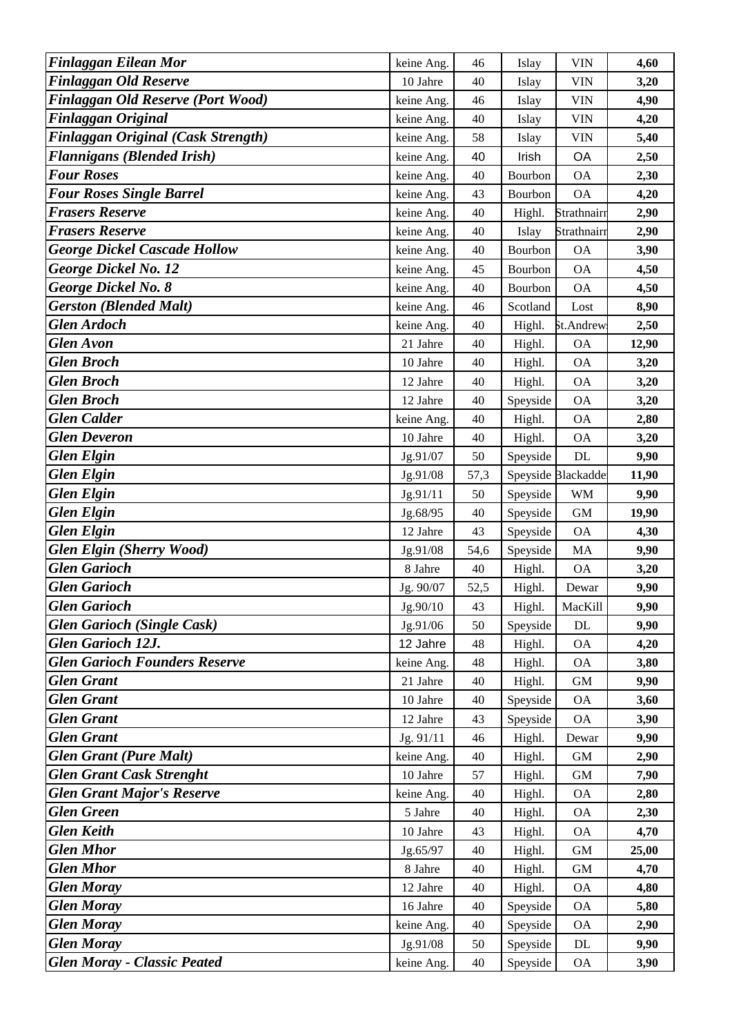| *Finlaggan Eilean Mor* | keine Ang. | 46 | Islay | VIN | 4,60 |
|---|---|---|---|---|---|
| *Finlaggan Old Reserve* | 10 Jahre | 40 | Islay | VIN | 3,20 |
| *Finlaggan Old Reserve (Port Wood)* | keine Ang. | 46 | Islay | VIN | 4,90 |
| *Finlaggan Original* | keine Ang. | 40 | Islay | VIN | 4,20 |
| *Finlaggan Original (Cask Strength)* | keine Ang. | 58 | Islay | VIN | 5,40 |
| *Flannigans (Blended Irish)* | keine Ang. | 40 | Irish | OA | 2,50 |
| *Four Roses* | keine Ang. | 40 | Bourbon | OA | 2,30 |
| *Four Roses Single Barrel* | keine Ang. | 43 | Bourbon | OA | 4,20 |
| *Frasers Reserve* | keine Ang. | 40 | Highl. | Strathnairn | 2,90 |
| *Frasers Reserve* | keine Ang. | 40 | Islay | Strathnairn | 2,90 |
| *George Dickel Cascade Hollow* | keine Ang. | 40 | Bourbon | OA | 3,90 |
| *George Dickel No. 12* | keine Ang. | 45 | Bourbon | OA | 4,50 |
| *George Dickel No. 8* | keine Ang. | 40 | Bourbon | OA | 4,50 |
| *Gerston (Blended Malt)* | keine Ang. | 46 | Scotland | Lost | 8,90 |
| *Glen Ardoch* | keine Ang. | 40 | Highl. | St.Andrews | 2,50 |
| *Glen Avon* | 21 Jahre | 40 | Highl. | OA | 12,90 |
| *Glen Broch* | 10 Jahre | 40 | Highl. | OA | 3,20 |
| *Glen Broch* | 12 Jahre | 40 | Highl. | OA | 3,20 |
| *Glen Broch* | 12 Jahre | 40 | Speyside | OA | 3,20 |
| *Glen Calder* | keine Ang. | 40 | Highl. | OA | 2,80 |
| *Glen Deveron* | 10 Jahre | 40 | Highl. | OA | 3,20 |
| *Glen Elgin* | Jg.91/07 | 50 | Speyside | DL | 9,90 |
| *Glen Elgin* | Jg.91/08 | 57,3 | Speyside | Blackadder | 11,90 |
| *Glen Elgin* | Jg.91/11 | 50 | Speyside | WM | 9,90 |
| *Glen Elgin* | Jg.68/95 | 40 | Speyside | GM | 19,90 |
| *Glen Elgin* | 12 Jahre | 43 | Speyside | OA | 4,30 |
| *Glen Elgin (Sherry Wood)* | Jg.91/08 | 54,6 | Speyside | MA | 9,90 |
| *Glen Garioch* | 8 Jahre | 40 | Highl. | OA | 3,20 |
| *Glen Garioch* | Jg. 90/07 | 52,5 | Highl. | Dewar | 9,90 |
| *Glen Garioch* | Jg.90/10 | 43 | Highl. | MacKill | 9,90 |
| *Glen Garioch (Single Cask)* | Jg.91/06 | 50 | Speyside | DL | 9,90 |
| *Glen Garioch 12J.* | 12 Jahre | 48 | Highl. | OA | 4,20 |
| *Glen Garioch Founders Reserve* | keine Ang. | 48 | Highl. | OA | 3,80 |
| *Glen Grant* | 21 Jahre | 40 | Highl. | GM | 9,90 |
| *Glen Grant* | 10 Jahre | 40 | Speyside | OA | 3,60 |
| *Glen Grant* | 12 Jahre | 43 | Speyside | OA | 3,90 |
| *Glen Grant* | Jg. 91/11 | 46 | Highl. | Dewar | 9,90 |
| *Glen Grant (Pure Malt)* | keine Ang. | 40 | Highl. | GM | 2,90 |
| *Glen Grant Cask Strenght* | 10 Jahre | 57 | Highl. | GM | 7,90 |
| *Glen Grant Major's Reserve* | keine Ang. | 40 | Highl. | OA | 2,80 |
| *Glen Green* | 5 Jahre | 40 | Highl. | OA | 2,30 |
| *Glen Keith* | 10 Jahre | 43 | Highl. | OA | 4,70 |
| *Glen Mhor* | Jg.65/97 | 40 | Highl. | GM | 25,00 |
| *Glen Mhor* | 8 Jahre | 40 | Highl. | GM | 4,70 |
| *Glen Moray* | 12 Jahre | 40 | Highl. | OA | 4,80 |
| *Glen Moray* | 16 Jahre | 40 | Speyside | OA | 5,80 |
| *Glen Moray* | keine Ang. | 40 | Speyside | OA | 2,90 |
| *Glen Moray* | Jg.91/08 | 50 | Speyside | DL | 9,90 |
| *Glen Moray - Classic Peated* | keine Ang. | 40 | Speyside | OA | 3,90 |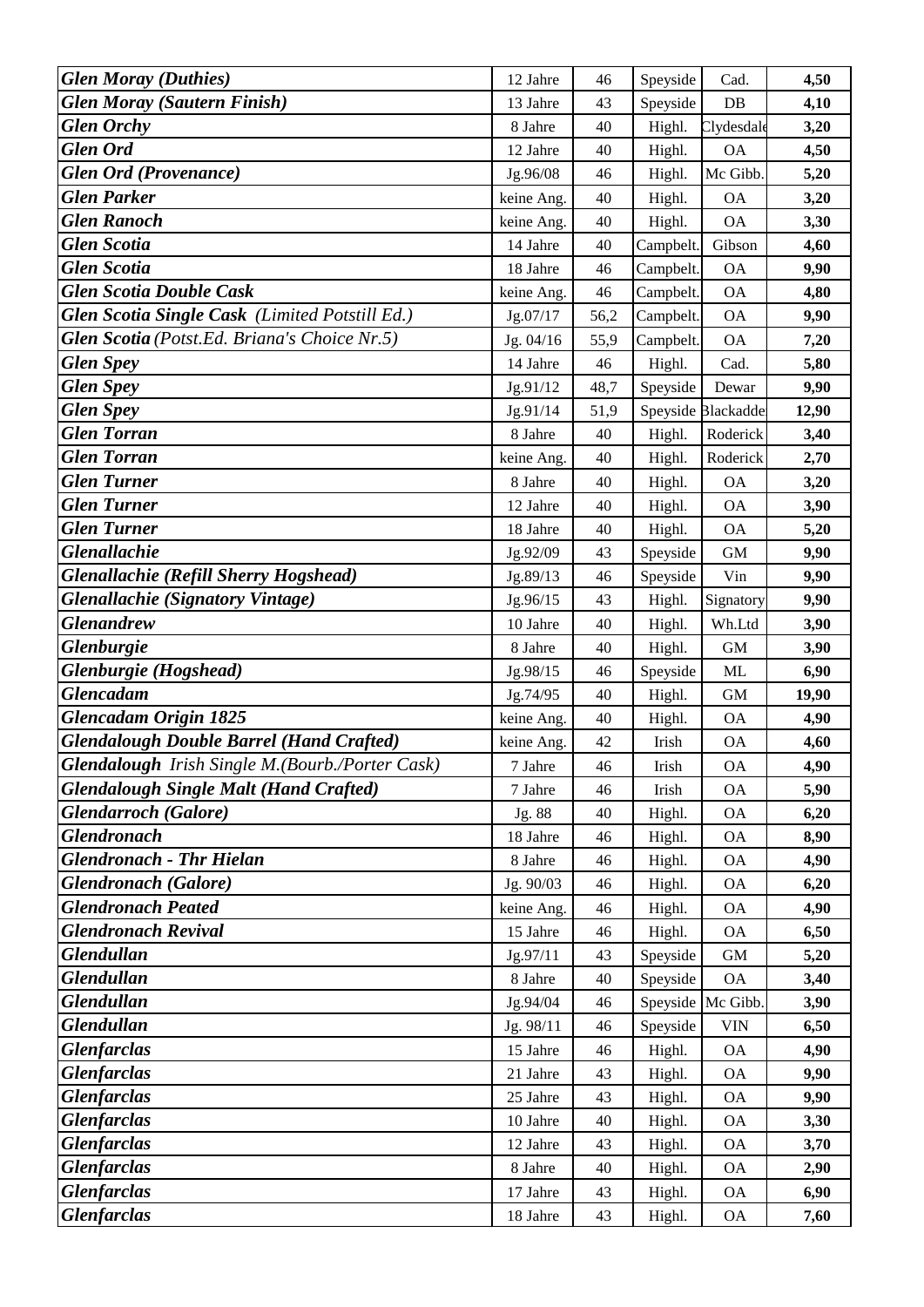| | | | | | |
|---|---|---|---|---|---|
| ***Glen Moray (Duthies)*** | 12 Jahre | 46 | Speyside | Cad. | **4,50** |
| ***Glen Moray (Sautern Finish)*** | 13 Jahre | 43 | Speyside | DB | **4,10** |
| ***Glen Orchy*** | 8 Jahre | 40 | Highl. | Clydesdale | **3,20** |
| ***Glen Ord*** | 12 Jahre | 40 | Highl. | OA | **4,50** |
| ***Glen Ord (Provenance)*** | Jg.96/08 | 46 | Highl. | Mc Gibb. | **5,20** |
| ***Glen Parker*** | keine Ang. | 40 | Highl. | OA | **3,20** |
| ***Glen Ranoch*** | keine Ang. | 40 | Highl. | OA | **3,30** |
| ***Glen Scotia*** | 14 Jahre | 40 | Campbelt. | Gibson | **4,60** |
| ***Glen Scotia*** | 18 Jahre | 46 | Campbelt. | OA | **9,90** |
| ***Glen Scotia Double Cask*** | keine Ang. | 46 | Campbelt. | OA | **4,80** |
| ***Glen Scotia Single Cask*** *(Limited Potstill Ed.)* | Jg.07/17 | 56,2 | Campbelt. | OA | **9,90** |
| ***Glen Scotia*** *(Potst.Ed. Briana's Choice Nr.5)* | Jg. 04/16 | 55,9 | Campbelt. | OA | **7,20** |
| ***Glen Spey*** | 14 Jahre | 46 | Highl. | Cad. | **5,80** |
| ***Glen Spey*** | Jg.91/12 | 48,7 | Speyside | Dewar | **9,90** |
| ***Glen Spey*** | Jg.91/14 | 51,9 | Speyside | Blackadde | **12,90** |
| ***Glen Torran*** | 8 Jahre | 40 | Highl. | Roderick | **3,40** |
| ***Glen Torran*** | keine Ang. | 40 | Highl. | Roderick | **2,70** |
| ***Glen Turner*** | 8 Jahre | 40 | Highl. | OA | **3,20** |
| ***Glen Turner*** | 12 Jahre | 40 | Highl. | OA | **3,90** |
| ***Glen Turner*** | 18 Jahre | 40 | Highl. | OA | **5,20** |
| ***Glenallachie*** | Jg.92/09 | 43 | Speyside | GM | **9,90** |
| ***Glenallachie (Refill Sherry Hogshead)*** | Jg.89/13 | 46 | Speyside | Vin | **9,90** |
| ***Glenallachie (Signatory Vintage)*** | Jg.96/15 | 43 | Highl. | Signatory | **9,90** |
| ***Glenandrew*** | 10 Jahre | 40 | Highl. | Wh.Ltd | **3,90** |
| ***Glenburgie*** | 8 Jahre | 40 | Highl. | GM | **3,90** |
| ***Glenburgie (Hogshead)*** | Jg.98/15 | 46 | Speyside | ML | **6,90** |
| ***Glencadam*** | Jg.74/95 | 40 | Highl. | GM | **19,90** |
| ***Glencadam Origin 1825*** | keine Ang. | 40 | Highl. | OA | **4,90** |
| ***Glendalough Double Barrel (Hand Crafted)*** | keine Ang. | 42 | Irish | OA | **4,60** |
| ***Glendalough*** *Irish Single M.(Bourb./Porter Cask)* | 7 Jahre | 46 | Irish | OA | **4,90** |
| ***Glendalough Single Malt (Hand Crafted)*** | 7 Jahre | 46 | Irish | OA | **5,90** |
| ***Glendarroch (Galore)*** | Jg. 88 | 40 | Highl. | OA | **6,20** |
| ***Glendronach*** | 18 Jahre | 46 | Highl. | OA | **8,90** |
| ***Glendronach - Thr Hielan*** | 8 Jahre | 46 | Highl. | OA | **4,90** |
| ***Glendronach (Galore)*** | Jg. 90/03 | 46 | Highl. | OA | **6,20** |
| ***Glendronach Peated*** | keine Ang. | 46 | Highl. | OA | **4,90** |
| ***Glendronach Revival*** | 15 Jahre | 46 | Highl. | OA | **6,50** |
| ***Glendullan*** | Jg.97/11 | 43 | Speyside | GM | **5,20** |
| ***Glendullan*** | 8 Jahre | 40 | Speyside | OA | **3,40** |
| ***Glendullan*** | Jg.94/04 | 46 | Speyside | Mc Gibb. | **3,90** |
| ***Glendullan*** | Jg. 98/11 | 46 | Speyside | VIN | **6,50** |
| ***Glenfarclas*** | 15 Jahre | 46 | Highl. | OA | **4,90** |
| ***Glenfarclas*** | 21 Jahre | 43 | Highl. | OA | **9,90** |
| ***Glenfarclas*** | 25 Jahre | 43 | Highl. | OA | **9,90** |
| ***Glenfarclas*** | 10 Jahre | 40 | Highl. | OA | **3,30** |
| ***Glenfarclas*** | 12 Jahre | 43 | Highl. | OA | **3,70** |
| ***Glenfarclas*** | 8 Jahre | 40 | Highl. | OA | **2,90** |
| ***Glenfarclas*** | 17 Jahre | 43 | Highl. | OA | **6,90** |
| ***Glenfarclas*** | 18 Jahre | 43 | Highl. | OA | **7,60** |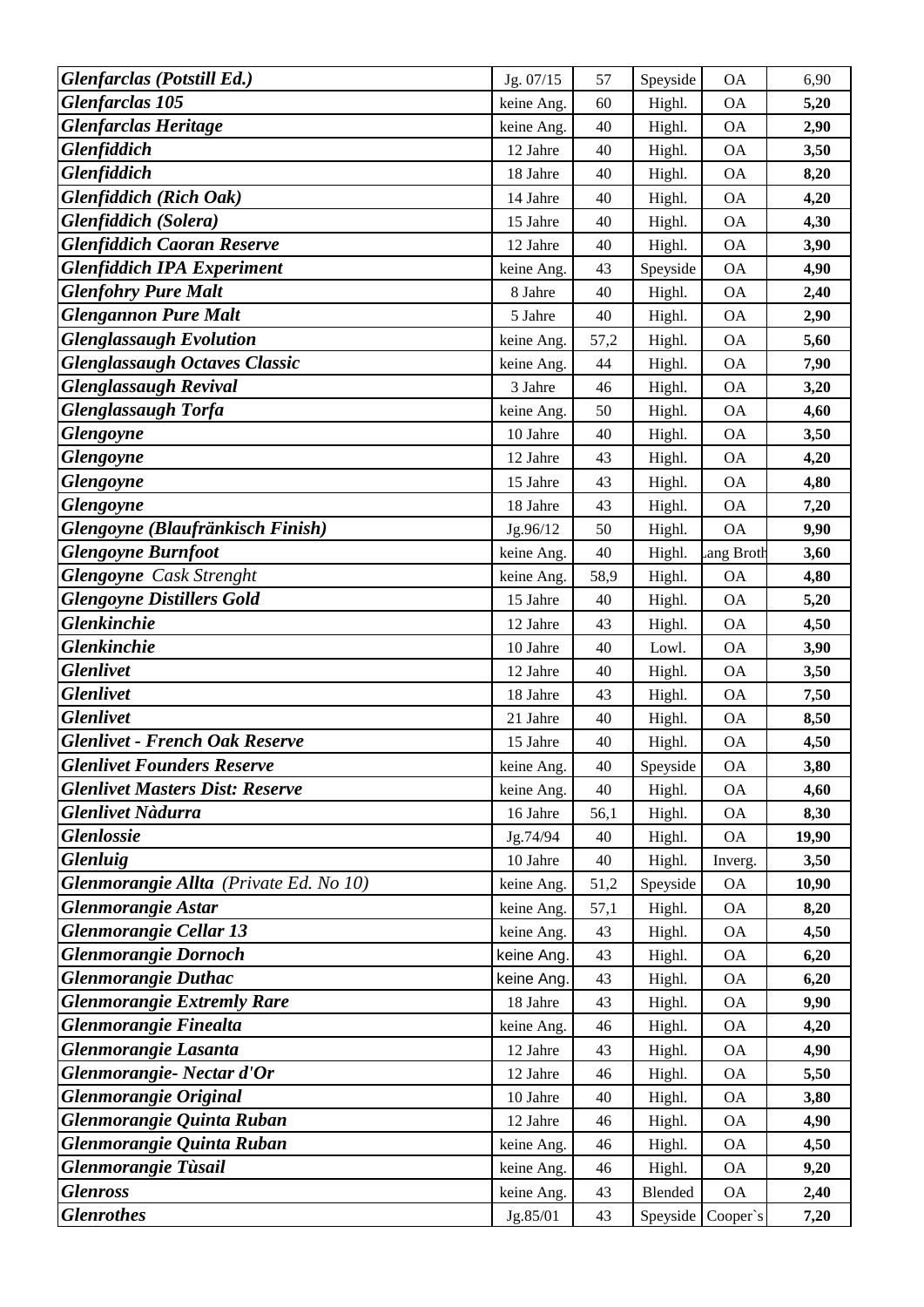| | | | | | |
|---|---|---|---|---|---|
| ***Glenfarclas (Potstill Ed.)*** | Jg. 07/15 | 57 | Speyside | OA | 6,90 |
| ***Glenfarclas 105*** | keine Ang. | 60 | Highl. | OA | **5,20** |
| ***Glenfarclas Heritage*** | keine Ang. | 40 | Highl. | OA | **2,90** |
| ***Glenfiddich*** | 12 Jahre | 40 | Highl. | OA | **3,50** |
| ***Glenfiddich*** | 18 Jahre | 40 | Highl. | OA | **8,20** |
| ***Glenfiddich (Rich Oak)*** | 14 Jahre | 40 | Highl. | OA | **4,20** |
| ***Glenfiddich (Solera)*** | 15 Jahre | 40 | Highl. | OA | **4,30** |
| ***Glenfiddich Caoran Reserve*** | 12 Jahre | 40 | Highl. | OA | **3,90** |
| ***Glenfiddich IPA Experiment*** | keine Ang. | 43 | Speyside | OA | **4,90** |
| ***Glenfohry Pure Malt*** | 8 Jahre | 40 | Highl. | OA | **2,40** |
| ***Glengannon Pure Malt*** | 5 Jahre | 40 | Highl. | OA | **2,90** |
| ***Glenglassaugh Evolution*** | keine Ang. | 57,2 | Highl. | OA | **5,60** |
| ***Glenglassaugh Octaves Classic*** | keine Ang. | 44 | Highl. | OA | **7,90** |
| ***Glenglassaugh Revival*** | 3 Jahre | 46 | Highl. | OA | **3,20** |
| ***Glenglassaugh Torfa*** | keine Ang. | 50 | Highl. | OA | **4,60** |
| ***Glengoyne*** | 10 Jahre | 40 | Highl. | OA | **3,50** |
| ***Glengoyne*** | 12 Jahre | 43 | Highl. | OA | **4,20** |
| ***Glengoyne*** | 15 Jahre | 43 | Highl. | OA | **4,80** |
| ***Glengoyne*** | 18 Jahre | 43 | Highl. | OA | **7,20** |
| ***Glengoyne (Blaufränkisch Finish)*** | Jg.96/12 | 50 | Highl. | OA | **9,90** |
| ***Glengoyne Burnfoot*** | keine Ang. | 40 | Highl. | Lang Broth | **3,60** |
| ***Glengoyne** Cask Strenght* | keine Ang. | 58,9 | Highl. | OA | **4,80** |
| ***Glengoyne Distillers Gold*** | 15 Jahre | 40 | Highl. | OA | **5,20** |
| ***Glenkinchie*** | 12 Jahre | 43 | Highl. | OA | **4,50** |
| ***Glenkinchie*** | 10 Jahre | 40 | Lowl. | OA | **3,90** |
| ***Glenlivet*** | 12 Jahre | 40 | Highl. | OA | **3,50** |
| ***Glenlivet*** | 18 Jahre | 43 | Highl. | OA | **7,50** |
| ***Glenlivet*** | 21 Jahre | 40 | Highl. | OA | **8,50** |
| ***Glenlivet - French Oak Reserve*** | 15 Jahre | 40 | Highl. | OA | **4,50** |
| ***Glenlivet Founders Reserve*** | keine Ang. | 40 | Speyside | OA | **3,80** |
| ***Glenlivet Masters Dist: Reserve*** | keine Ang. | 40 | Highl. | OA | **4,60** |
| ***Glenlivet Nàdurra*** | 16 Jahre | 56,1 | Highl. | OA | **8,30** |
| ***Glenlossie*** | Jg.74/94 | 40 | Highl. | OA | **19,90** |
| ***Glenluig*** | 10 Jahre | 40 | Highl. | Inverg. | **3,50** |
| ***Glenmorangie Allta** (Private Ed. No 10)* | keine Ang. | 51,2 | Speyside | OA | **10,90** |
| ***Glenmorangie Astar*** | keine Ang. | 57,1 | Highl. | OA | **8,20** |
| ***Glenmorangie Cellar 13*** | keine Ang. | 43 | Highl. | OA | **4,50** |
| ***Glenmorangie Dornoch*** | keine Ang. | 43 | Highl. | OA | **6,20** |
| ***Glenmorangie Duthac*** | keine Ang. | 43 | Highl. | OA | **6,20** |
| ***Glenmorangie Extremly Rare*** | 18 Jahre | 43 | Highl. | OA | **9,90** |
| ***Glenmorangie Finealta*** | keine Ang. | 46 | Highl. | OA | **4,20** |
| ***Glenmorangie Lasanta*** | 12 Jahre | 43 | Highl. | OA | **4,90** |
| ***Glenmorangie- Nectar d'Or*** | 12 Jahre | 46 | Highl. | OA | **5,50** |
| ***Glenmorangie Original*** | 10 Jahre | 40 | Highl. | OA | **3,80** |
| ***Glenmorangie Quinta Ruban*** | 12 Jahre | 46 | Highl. | OA | **4,90** |
| ***Glenmorangie Quinta Ruban*** | keine Ang. | 46 | Highl. | OA | **4,50** |
| ***Glenmorangie Tùsail*** | keine Ang. | 46 | Highl. | OA | **9,20** |
| ***Glenross*** | keine Ang. | 43 | Blended | OA | **2,40** |
| ***Glenrothes*** | Jg.85/01 | 43 | Speyside | Cooper`s | **7,20** |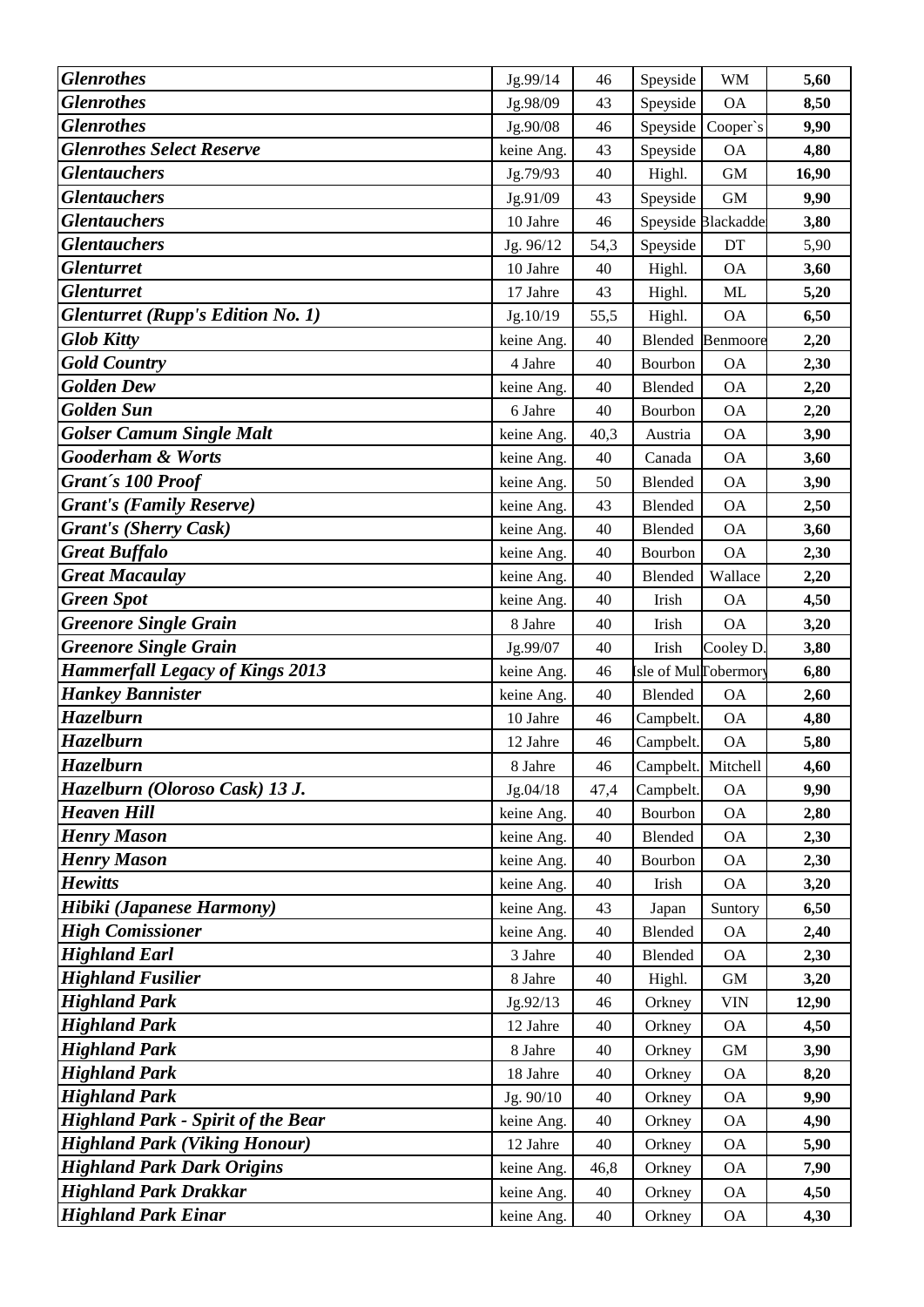| | | | | | |
|---|---|---|---|---|---|
| ***Glenrothes*** | Jg.99/14 | 46 | Speyside | WM | **5,60** |
| ***Glenrothes*** | Jg.98/09 | 43 | Speyside | OA | **8,50** |
| ***Glenrothes*** | Jg.90/08 | 46 | Speyside | Cooper`s | **9,90** |
| ***Glenrothes Select Reserve*** | keine Ang. | 43 | Speyside | OA | **4,80** |
| ***Glentauchers*** | Jg.79/93 | 40 | Highl. | GM | **16,90** |
| ***Glentauchers*** | Jg.91/09 | 43 | Speyside | GM | **9,90** |
| ***Glentauchers*** | 10 Jahre | 46 | Speyside | Blackadder | **3,80** |
| ***Glentauchers*** | Jg. 96/12 | 54,3 | Speyside | DT | 5,90 |
| ***Glenturret*** | 10 Jahre | 40 | Highl. | OA | **3,60** |
| ***Glenturret*** | 17 Jahre | 43 | Highl. | ML | **5,20** |
| ***Glenturret (Rupp's Edition No. 1)*** | Jg.10/19 | 55,5 | Highl. | OA | **6,50** |
| ***Glob Kitty*** | keine Ang. | 40 | Blended | Benmoore | **2,20** |
| ***Gold Country*** | 4 Jahre | 40 | Bourbon | OA | **2,30** |
| ***Golden Dew*** | keine Ang. | 40 | Blended | OA | **2,20** |
| ***Golden Sun*** | 6 Jahre | 40 | Bourbon | OA | **2,20** |
| ***Golser Camum Single Malt*** | keine Ang. | 40,3 | Austria | OA | **3,90** |
| ***Gooderham & Worts*** | keine Ang. | 40 | Canada | OA | **3,60** |
| ***Grant´s 100 Proof*** | keine Ang. | 50 | Blended | OA | **3,90** |
| ***Grant's (Family Reserve)*** | keine Ang. | 43 | Blended | OA | **2,50** |
| ***Grant's (Sherry Cask)*** | keine Ang. | 40 | Blended | OA | **3,60** |
| ***Great Buffalo*** | keine Ang. | 40 | Bourbon | OA | **2,30** |
| ***Great Macaulay*** | keine Ang. | 40 | Blended | Wallace | **2,20** |
| ***Green Spot*** | keine Ang. | 40 | Irish | OA | **4,50** |
| ***Greenore Single Grain*** | 8 Jahre | 40 | Irish | OA | **3,20** |
| ***Greenore Single Grain*** | Jg.99/07 | 40 | Irish | Cooley D. | **3,80** |
| ***Hammerfall Legacy of Kings 2013*** | keine Ang. | 46 | Isle of Mull | Tobermory | **6,80** |
| ***Hankey Bannister*** | keine Ang. | 40 | Blended | OA | **2,60** |
| ***Hazelburn*** | 10 Jahre | 46 | Campbelt. | OA | **4,80** |
| ***Hazelburn*** | 12 Jahre | 46 | Campbelt. | OA | **5,80** |
| ***Hazelburn*** | 8 Jahre | 46 | Campbelt. | Mitchell | **4,60** |
| ***Hazelburn (Oloroso Cask) 13 J.*** | Jg.04/18 | 47,4 | Campbelt. | OA | **9,90** |
| ***Heaven Hill*** | keine Ang. | 40 | Bourbon | OA | **2,80** |
| ***Henry Mason*** | keine Ang. | 40 | Blended | OA | **2,30** |
| ***Henry Mason*** | keine Ang. | 40 | Bourbon | OA | **2,30** |
| ***Hewitts*** | keine Ang. | 40 | Irish | OA | **3,20** |
| ***Hibiki (Japanese Harmony)*** | keine Ang. | 43 | Japan | Suntory | **6,50** |
| ***High Comissioner*** | keine Ang. | 40 | Blended | OA | **2,40** |
| ***Highland Earl*** | 3 Jahre | 40 | Blended | OA | **2,30** |
| ***Highland Fusilier*** | 8 Jahre | 40 | Highl. | GM | **3,20** |
| ***Highland Park*** | Jg.92/13 | 46 | Orkney | VIN | **12,90** |
| ***Highland Park*** | 12 Jahre | 40 | Orkney | OA | **4,50** |
| ***Highland Park*** | 8 Jahre | 40 | Orkney | GM | **3,90** |
| ***Highland Park*** | 18 Jahre | 40 | Orkney | OA | **8,20** |
| ***Highland Park*** | Jg. 90/10 | 40 | Orkney | OA | **9,90** |
| ***Highland Park - Spirit of the Bear*** | keine Ang. | 40 | Orkney | OA | **4,90** |
| ***Highland Park (Viking Honour)*** | 12 Jahre | 40 | Orkney | OA | **5,90** |
| ***Highland Park Dark Origins*** | keine Ang. | 46,8 | Orkney | OA | **7,90** |
| ***Highland Park Drakkar*** | keine Ang. | 40 | Orkney | OA | **4,50** |
| ***Highland Park Einar*** | keine Ang. | 40 | Orkney | OA | **4,30** |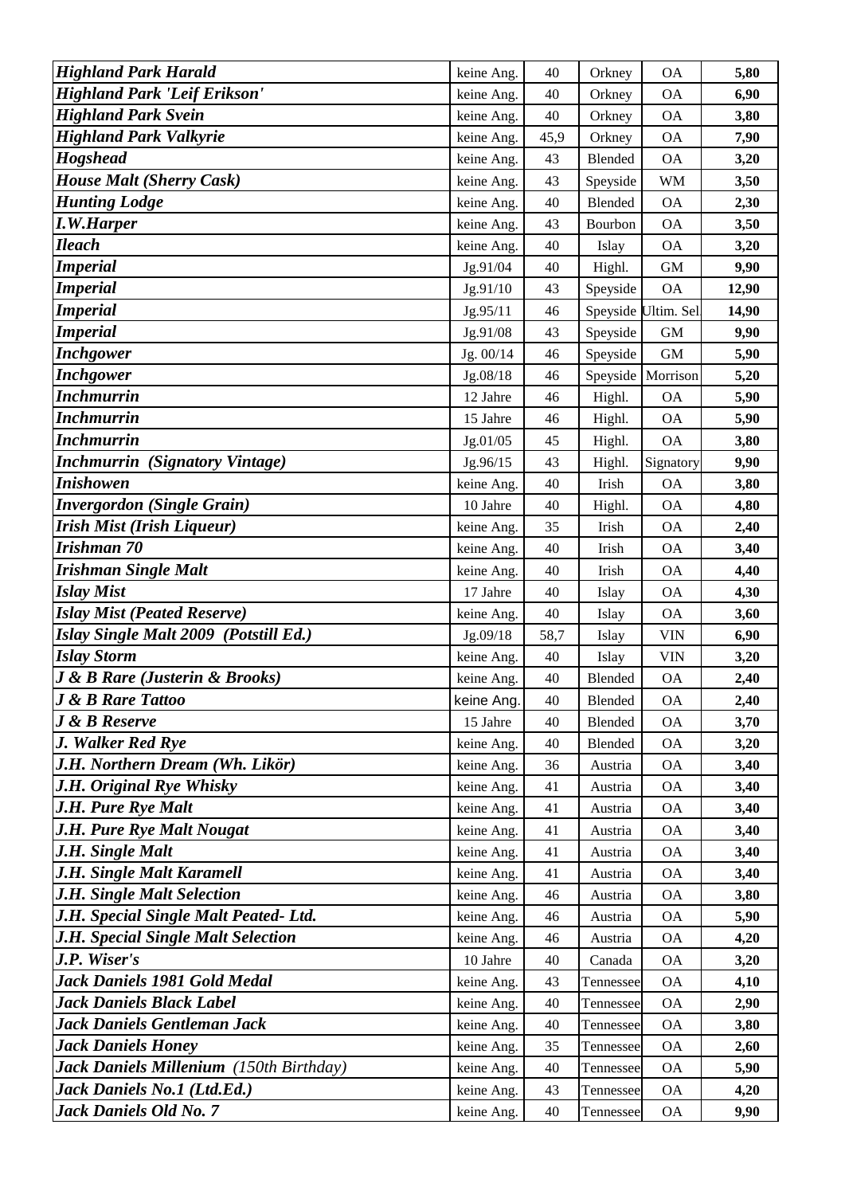| | | | | | |
|---|---|---|---|---|---|
| ***Highland Park Harald*** | keine Ang. | 40 | Orkney | OA | **5,80** |
| ***Highland Park 'Leif Erikson'*** | keine Ang. | 40 | Orkney | OA | **6,90** |
| ***Highland Park Svein*** | keine Ang. | 40 | Orkney | OA | **3,80** |
| ***Highland Park Valkyrie*** | keine Ang. | 45,9 | Orkney | OA | **7,90** |
| ***Hogshead*** | keine Ang. | 43 | Blended | OA | **3,20** |
| ***House Malt (Sherry Cask)*** | keine Ang. | 43 | Speyside | WM | **3,50** |
| ***Hunting Lodge*** | keine Ang. | 40 | Blended | OA | **2,30** |
| ***I.W.Harper*** | keine Ang. | 43 | Bourbon | OA | **3,50** |
| ***Ileach*** | keine Ang. | 40 | Islay | OA | **3,20** |
| ***Imperial*** | Jg.91/04 | 40 | Highl. | GM | **9,90** |
| ***Imperial*** | Jg.91/10 | 43 | Speyside | OA | **12,90** |
| ***Imperial*** | Jg.95/11 | 46 | Speyside | Ultim. Sel. | **14,90** |
| ***Imperial*** | Jg.91/08 | 43 | Speyside | GM | **9,90** |
| ***Inchgower*** | Jg. 00/14 | 46 | Speyside | GM | **5,90** |
| ***Inchgower*** | Jg.08/18 | 46 | Speyside | Morrison | **5,20** |
| ***Inchmurrin*** | 12 Jahre | 46 | Highl. | OA | **5,90** |
| ***Inchmurrin*** | 15 Jahre | 46 | Highl. | OA | **5,90** |
| ***Inchmurrin*** | Jg.01/05 | 45 | Highl. | OA | **3,80** |
| ***Inchmurrin (Signatory Vintage)*** | Jg.96/15 | 43 | Highl. | Signatory | **9,90** |
| ***Inishowen*** | keine Ang. | 40 | Irish | OA | **3,80** |
| ***Invergordon (Single Grain)*** | 10 Jahre | 40 | Highl. | OA | **4,80** |
| ***Irish Mist (Irish Liqueur)*** | keine Ang. | 35 | Irish | OA | **2,40** |
| ***Irishman 70*** | keine Ang. | 40 | Irish | OA | **3,40** |
| ***Irishman Single Malt*** | keine Ang. | 40 | Irish | OA | **4,40** |
| ***Islay Mist*** | 17 Jahre | 40 | Islay | OA | **4,30** |
| ***Islay Mist (Peated Reserve)*** | keine Ang. | 40 | Islay | OA | **3,60** |
| ***Islay Single Malt 2009 (Potstill Ed.)*** | Jg.09/18 | 58,7 | Islay | VIN | **6,90** |
| ***Islay Storm*** | keine Ang. | 40 | Islay | VIN | **3,20** |
| ***J & B Rare (Justerin & Brooks)*** | keine Ang. | 40 | Blended | OA | **2,40** |
| ***J & B Rare Tattoo*** | keine Ang. | 40 | Blended | OA | **2,40** |
| ***J & B Reserve*** | 15 Jahre | 40 | Blended | OA | **3,70** |
| ***J. Walker Red Rye*** | keine Ang. | 40 | Blended | OA | **3,20** |
| ***J.H. Northern Dream (Wh. Likör)*** | keine Ang. | 36 | Austria | OA | **3,40** |
| ***J.H. Original Rye Whisky*** | keine Ang. | 41 | Austria | OA | **3,40** |
| ***J.H. Pure Rye Malt*** | keine Ang. | 41 | Austria | OA | **3,40** |
| ***J.H. Pure Rye Malt Nougat*** | keine Ang. | 41 | Austria | OA | **3,40** |
| ***J.H. Single Malt*** | keine Ang. | 41 | Austria | OA | **3,40** |
| ***J.H. Single Malt Karamell*** | keine Ang. | 41 | Austria | OA | **3,40** |
| ***J.H. Single Malt Selection*** | keine Ang. | 46 | Austria | OA | **3,80** |
| ***J.H. Special Single Malt Peated- Ltd.*** | keine Ang. | 46 | Austria | OA | **5,90** |
| ***J.H. Special Single Malt Selection*** | keine Ang. | 46 | Austria | OA | **4,20** |
| ***J.P. Wiser's*** | 10 Jahre | 40 | Canada | OA | **3,20** |
| ***Jack Daniels 1981 Gold Medal*** | keine Ang. | 43 | Tennessee | OA | **4,10** |
| ***Jack Daniels Black Label*** | keine Ang. | 40 | Tennessee | OA | **2,90** |
| ***Jack Daniels Gentleman Jack*** | keine Ang. | 40 | Tennessee | OA | **3,80** |
| ***Jack Daniels Honey*** | keine Ang. | 35 | Tennessee | OA | **2,60** |
| ***Jack Daniels Millenium** (150th Birthday)* | keine Ang. | 40 | Tennessee | OA | **5,90** |
| ***Jack Daniels No.1 (Ltd.Ed.)*** | keine Ang. | 43 | Tennessee | OA | **4,20** |
| ***Jack Daniels Old No. 7*** | keine Ang. | 40 | Tennessee | OA | **9,90** |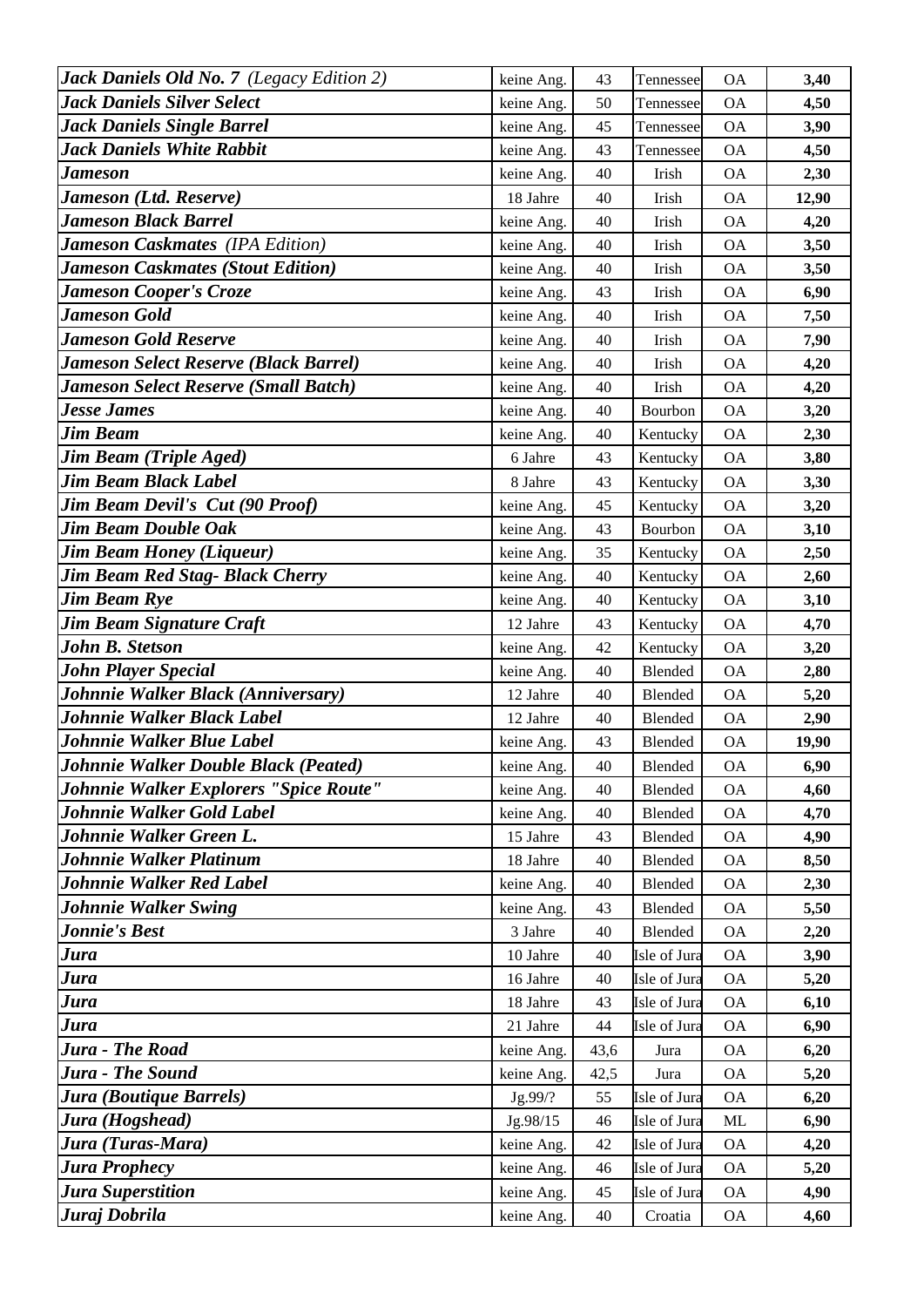| | | | | | |
|---|---|---|---|---|---|
| ***Jack Daniels Old No. 7*** *(Legacy Edition 2)* | keine Ang. | 43 | Tennessee | OA | **3,40** |
| ***Jack Daniels Silver Select*** | keine Ang. | 50 | Tennessee | OA | **4,50** |
| ***Jack Daniels Single Barrel*** | keine Ang. | 45 | Tennessee | OA | **3,90** |
| ***Jack Daniels White Rabbit*** | keine Ang. | 43 | Tennessee | OA | **4,50** |
| ***Jameson*** | keine Ang. | 40 | Irish | OA | **2,30** |
| ***Jameson (Ltd. Reserve)*** | 18 Jahre | 40 | Irish | OA | **12,90** |
| ***Jameson Black Barrel*** | keine Ang. | 40 | Irish | OA | **4,20** |
| ***Jameson Caskmates*** *(IPA Edition)* | keine Ang. | 40 | Irish | OA | **3,50** |
| ***Jameson Caskmates (Stout Edition)*** | keine Ang. | 40 | Irish | OA | **3,50** |
| ***Jameson Cooper's Croze*** | keine Ang. | 43 | Irish | OA | **6,90** |
| ***Jameson Gold*** | keine Ang. | 40 | Irish | OA | **7,50** |
| ***Jameson Gold Reserve*** | keine Ang. | 40 | Irish | OA | **7,90** |
| ***Jameson Select Reserve (Black Barrel)*** | keine Ang. | 40 | Irish | OA | **4,20** |
| ***Jameson Select Reserve (Small Batch)*** | keine Ang. | 40 | Irish | OA | **4,20** |
| ***Jesse James*** | keine Ang. | 40 | Bourbon | OA | **3,20** |
| ***Jim Beam*** | keine Ang. | 40 | Kentucky | OA | **2,30** |
| ***Jim Beam (Triple Aged)*** | 6 Jahre | 43 | Kentucky | OA | **3,80** |
| ***Jim Beam Black Label*** | 8 Jahre | 43 | Kentucky | OA | **3,30** |
| ***Jim Beam Devil's Cut (90 Proof)*** | keine Ang. | 45 | Kentucky | OA | **3,20** |
| ***Jim Beam Double Oak*** | keine Ang. | 43 | Bourbon | OA | **3,10** |
| ***Jim Beam Honey (Liqueur)*** | keine Ang. | 35 | Kentucky | OA | **2,50** |
| ***Jim Beam Red Stag- Black Cherry*** | keine Ang. | 40 | Kentucky | OA | **2,60** |
| ***Jim Beam Rye*** | keine Ang. | 40 | Kentucky | OA | **3,10** |
| ***Jim Beam Signature Craft*** | 12 Jahre | 43 | Kentucky | OA | **4,70** |
| ***John B. Stetson*** | keine Ang. | 42 | Kentucky | OA | **3,20** |
| ***John Player Special*** | keine Ang. | 40 | Blended | OA | **2,80** |
| ***Johnnie Walker Black (Anniversary)*** | 12 Jahre | 40 | Blended | OA | **5,20** |
| ***Johnnie Walker Black Label*** | 12 Jahre | 40 | Blended | OA | **2,90** |
| ***Johnnie Walker Blue Label*** | keine Ang. | 43 | Blended | OA | **19,90** |
| ***Johnnie Walker Double Black (Peated)*** | keine Ang. | 40 | Blended | OA | **6,90** |
| ***Johnnie Walker Explorers "Spice Route"*** | keine Ang. | 40 | Blended | OA | **4,60** |
| ***Johnnie Walker Gold Label*** | keine Ang. | 40 | Blended | OA | **4,70** |
| ***Johnnie Walker Green L.*** | 15 Jahre | 43 | Blended | OA | **4,90** |
| ***Johnnie Walker Platinum*** | 18 Jahre | 40 | Blended | OA | **8,50** |
| ***Johnnie Walker Red Label*** | keine Ang. | 40 | Blended | OA | **2,30** |
| ***Johnnie Walker Swing*** | keine Ang. | 43 | Blended | OA | **5,50** |
| ***Jonnie's Best*** | 3 Jahre | 40 | Blended | OA | **2,20** |
| ***Jura*** | 10 Jahre | 40 | Isle of Jura | OA | **3,90** |
| ***Jura*** | 16 Jahre | 40 | Isle of Jura | OA | **5,20** |
| ***Jura*** | 18 Jahre | 43 | Isle of Jura | OA | **6,10** |
| ***Jura*** | 21 Jahre | 44 | Isle of Jura | OA | **6,90** |
| ***Jura - The Road*** | keine Ang. | 43,6 | Jura | OA | **6,20** |
| ***Jura - The Sound*** | keine Ang. | 42,5 | Jura | OA | **5,20** |
| ***Jura (Boutique Barrels)*** | Jg.99/? | 55 | Isle of Jura | OA | **6,20** |
| ***Jura (Hogshead)*** | Jg.98/15 | 46 | Isle of Jura | ML | **6,90** |
| ***Jura (Turas-Mara)*** | keine Ang. | 42 | Isle of Jura | OA | **4,20** |
| ***Jura Prophecy*** | keine Ang. | 46 | Isle of Jura | OA | **5,20** |
| ***Jura Superstition*** | keine Ang. | 45 | Isle of Jura | OA | **4,90** |
| ***Juraj Dobrila*** | keine Ang. | 40 | Croatia | OA | **4,60** |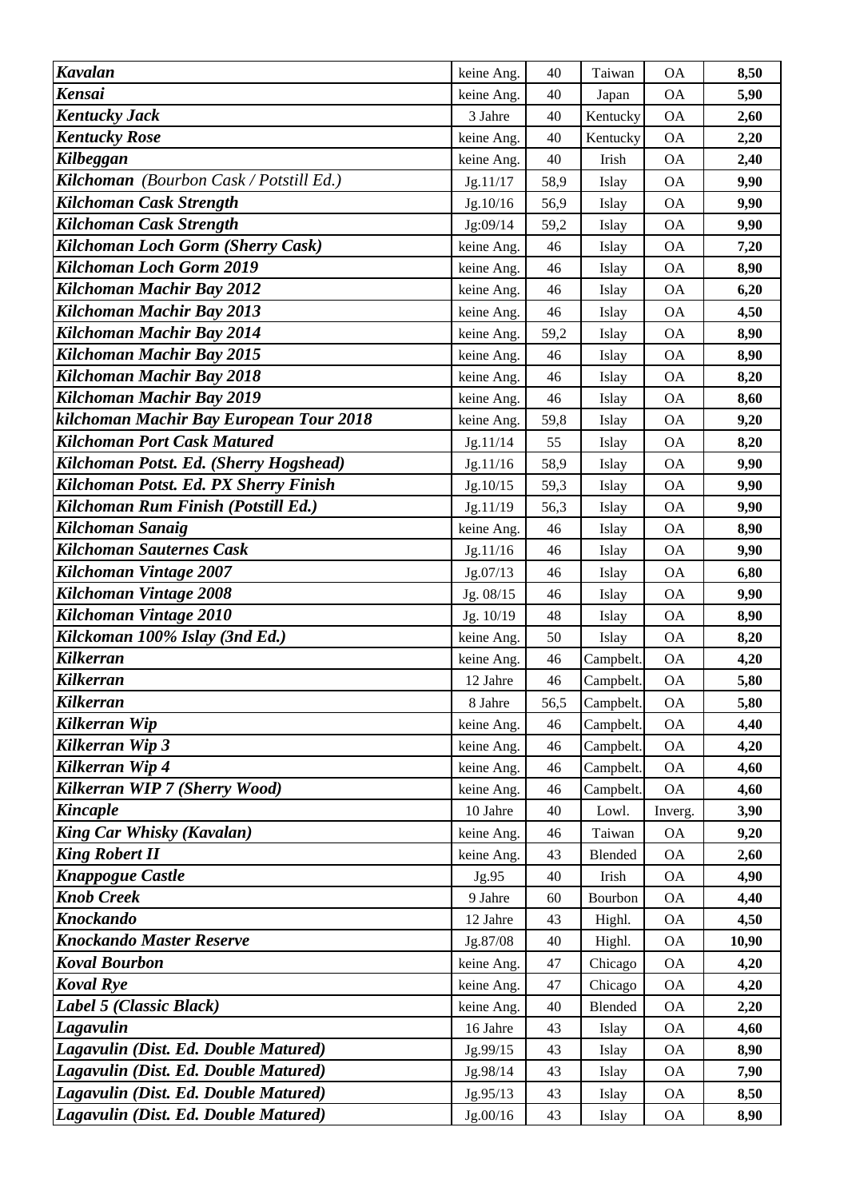| | | | | | |
|---|---|---|---|---|---|
| ***Kavalan*** | keine Ang. | 40 | Taiwan | OA | **8,50** |
| ***Kensai*** | keine Ang. | 40 | Japan | OA | **5,90** |
| ***Kentucky Jack*** | 3 Jahre | 40 | Kentucky | OA | **2,60** |
| ***Kentucky Rose*** | keine Ang. | 40 | Kentucky | OA | **2,20** |
| ***Kilbeggan*** | keine Ang. | 40 | Irish | OA | **2,40** |
| ***Kilchoman** (Bourbon Cask / Potstill Ed.)* | Jg.11/17 | 58,9 | Islay | OA | **9,90** |
| ***Kilchoman Cask Strength*** | Jg.10/16 | 56,9 | Islay | OA | **9,90** |
| ***Kilchoman Cask Strength*** | Jg:09/14 | 59,2 | Islay | OA | **9,90** |
| ***Kilchoman Loch Gorm (Sherry Cask)*** | keine Ang. | 46 | Islay | OA | **7,20** |
| ***Kilchoman Loch Gorm 2019*** | keine Ang. | 46 | Islay | OA | **8,90** |
| ***Kilchoman Machir Bay 2012*** | keine Ang. | 46 | Islay | OA | **6,20** |
| ***Kilchoman Machir Bay 2013*** | keine Ang. | 46 | Islay | OA | **4,50** |
| ***Kilchoman Machir Bay 2014*** | keine Ang. | 59,2 | Islay | OA | **8,90** |
| ***Kilchoman Machir Bay 2015*** | keine Ang. | 46 | Islay | OA | **8,90** |
| ***Kilchoman Machir Bay 2018*** | keine Ang. | 46 | Islay | OA | **8,20** |
| ***Kilchoman Machir Bay 2019*** | keine Ang. | 46 | Islay | OA | **8,60** |
| ***kilchoman Machir Bay European Tour 2018*** | keine Ang. | 59,8 | Islay | OA | **9,20** |
| ***Kilchoman Port Cask Matured*** | Jg.11/14 | 55 | Islay | OA | **8,20** |
| ***Kilchoman Potst. Ed. (Sherry Hogshead)*** | Jg.11/16 | 58,9 | Islay | OA | **9,90** |
| ***Kilchoman Potst. Ed. PX Sherry Finish*** | Jg.10/15 | 59,3 | Islay | OA | **9,90** |
| ***Kilchoman Rum Finish (Potstill Ed.)*** | Jg.11/19 | 56,3 | Islay | OA | **9,90** |
| ***Kilchoman Sanaig*** | keine Ang. | 46 | Islay | OA | **8,90** |
| ***Kilchoman Sauternes Cask*** | Jg.11/16 | 46 | Islay | OA | **9,90** |
| ***Kilchoman Vintage 2007*** | Jg.07/13 | 46 | Islay | OA | **6,80** |
| ***Kilchoman Vintage 2008*** | Jg. 08/15 | 46 | Islay | OA | **9,90** |
| ***Kilchoman Vintage 2010*** | Jg. 10/19 | 48 | Islay | OA | **8,90** |
| ***Kilckoman 100% Islay (3nd Ed.)*** | keine Ang. | 50 | Islay | OA | **8,20** |
| ***Kilkerran*** | keine Ang. | 46 | Campbelt. | OA | **4,20** |
| ***Kilkerran*** | 12 Jahre | 46 | Campbelt. | OA | **5,80** |
| ***Kilkerran*** | 8 Jahre | 56,5 | Campbelt. | OA | **5,80** |
| ***Kilkerran Wip*** | keine Ang. | 46 | Campbelt. | OA | **4,40** |
| ***Kilkerran Wip 3*** | keine Ang. | 46 | Campbelt. | OA | **4,20** |
| ***Kilkerran Wip 4*** | keine Ang. | 46 | Campbelt. | OA | **4,60** |
| ***Kilkerran WIP 7 (Sherry Wood)*** | keine Ang. | 46 | Campbelt. | OA | **4,60** |
| ***Kincaple*** | 10 Jahre | 40 | Lowl. | Inverg. | **3,90** |
| ***King Car Whisky (Kavalan)*** | keine Ang. | 46 | Taiwan | OA | **9,20** |
| ***King Robert II*** | keine Ang. | 43 | Blended | OA | **2,60** |
| ***Knappogue Castle*** | Jg.95 | 40 | Irish | OA | **4,90** |
| ***Knob Creek*** | 9 Jahre | 60 | Bourbon | OA | **4,40** |
| ***Knockando*** | 12 Jahre | 43 | Highl. | OA | **4,50** |
| ***Knockando Master Reserve*** | Jg.87/08 | 40 | Highl. | OA | **10,90** |
| ***Koval Bourbon*** | keine Ang. | 47 | Chicago | OA | **4,20** |
| ***Koval Rye*** | keine Ang. | 47 | Chicago | OA | **4,20** |
| ***Label 5 (Classic Black)*** | keine Ang. | 40 | Blended | OA | **2,20** |
| ***Lagavulin*** | 16 Jahre | 43 | Islay | OA | **4,60** |
| ***Lagavulin (Dist. Ed. Double Matured)*** | Jg.99/15 | 43 | Islay | OA | **8,90** |
| ***Lagavulin (Dist. Ed. Double Matured)*** | Jg.98/14 | 43 | Islay | OA | **7,90** |
| ***Lagavulin (Dist. Ed. Double Matured)*** | Jg.95/13 | 43 | Islay | OA | **8,50** |
| ***Lagavulin (Dist. Ed. Double Matured)*** | Jg.00/16 | 43 | Islay | OA | **8,90** |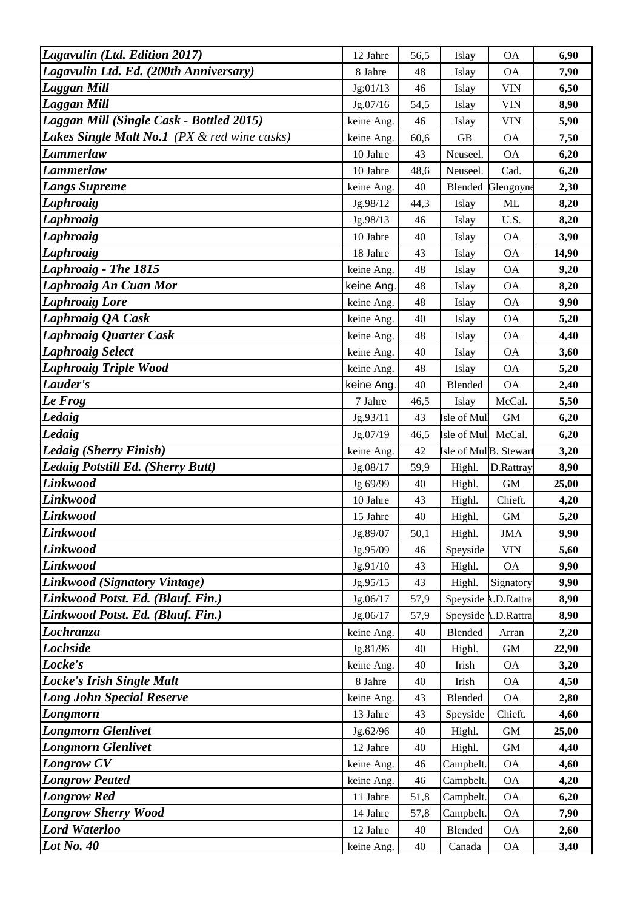| | | | | | |
|---|---|---|---|---|---|
| ***Lagavulin (Ltd. Edition 2017)*** | 12 Jahre | 56,5 | Islay | OA | **6,90** |
| ***Lagavulin Ltd. Ed. (200th Anniversary)*** | 8 Jahre | 48 | Islay | OA | **7,90** |
| ***Laggan Mill*** | Jg:01/13 | 46 | Islay | VIN | **6,50** |
| ***Laggan Mill*** | Jg.07/16 | 54,5 | Islay | VIN | **8,90** |
| ***Laggan Mill (Single Cask - Bottled 2015)*** | keine Ang. | 46 | Islay | VIN | **5,90** |
| ***Lakes Single Malt No.1*** *(PX & red wine casks)* | keine Ang. | 60,6 | GB | OA | **7,50** |
| ***Lammerlaw*** | 10 Jahre | 43 | Neuseel. | OA | **6,20** |
| ***Lammerlaw*** | 10 Jahre | 48,6 | Neuseel. | Cad. | **6,20** |
| ***Langs Supreme*** | keine Ang. | 40 | Blended | Glengoyne | **2,30** |
| ***Laphroaig*** | Jg.98/12 | 44,3 | Islay | ML | **8,20** |
| ***Laphroaig*** | Jg.98/13 | 46 | Islay | U.S. | **8,20** |
| ***Laphroaig*** | 10 Jahre | 40 | Islay | OA | **3,90** |
| ***Laphroaig*** | 18 Jahre | 43 | Islay | OA | **14,90** |
| ***Laphroaig - The 1815*** | keine Ang. | 48 | Islay | OA | **9,20** |
| ***Laphroaig An Cuan Mor*** | keine Ang. | 48 | Islay | OA | **8,20** |
| ***Laphroaig Lore*** | keine Ang. | 48 | Islay | OA | **9,90** |
| ***Laphroaig QA Cask*** | keine Ang. | 40 | Islay | OA | **5,20** |
| ***Laphroaig Quarter Cask*** | keine Ang. | 48 | Islay | OA | **4,40** |
| ***Laphroaig Select*** | keine Ang. | 40 | Islay | OA | **3,60** |
| ***Laphroaig Triple Wood*** | keine Ang. | 48 | Islay | OA | **5,20** |
| ***Lauder's*** | keine Ang. | 40 | Blended | OA | **2,40** |
| ***Le Frog*** | 7 Jahre | 46,5 | Islay | McCal. | **5,50** |
| ***Ledaig*** | Jg.93/11 | 43 | Isle of Mul | GM | **6,20** |
| ***Ledaig*** | Jg.07/19 | 46,5 | Isle of Mul | McCal. | **6,20** |
| ***Ledaig (Sherry Finish)*** | keine Ang. | 42 | Isle of Mul | B. Stewart | **3,20** |
| ***Ledaig Potstill Ed. (Sherry Butt)*** | Jg.08/17 | 59,9 | Highl. | D.Rattray | **8,90** |
| ***Linkwood*** | Jg 69/99 | 40 | Highl. | GM | **25,00** |
| ***Linkwood*** | 10 Jahre | 43 | Highl. | Chieft. | **4,20** |
| ***Linkwood*** | 15 Jahre | 40 | Highl. | GM | **5,20** |
| ***Linkwood*** | Jg.89/07 | 50,1 | Highl. | JMA | **9,90** |
| ***Linkwood*** | Jg.95/09 | 46 | Speyside | VIN | **5,60** |
| ***Linkwood*** | Jg.91/10 | 43 | Highl. | OA | **9,90** |
| ***Linkwood (Signatory Vintage)*** | Jg.95/15 | 43 | Highl. | Signatory | **9,90** |
| ***Linkwood Potst. Ed. (Blauf. Fin.)*** | Jg.06/17 | 57,9 | Speyside | A.D.Rattray | **8,90** |
| ***Linkwood Potst. Ed. (Blauf. Fin.)*** | Jg.06/17 | 57,9 | Speyside | A.D.Rattray | **8,90** |
| ***Lochranza*** | keine Ang. | 40 | Blended | Arran | **2,20** |
| ***Lochside*** | Jg.81/96 | 40 | Highl. | GM | **22,90** |
| ***Locke's*** | keine Ang. | 40 | Irish | OA | **3,20** |
| ***Locke's Irish Single Malt*** | 8 Jahre | 40 | Irish | OA | **4,50** |
| ***Long John Special Reserve*** | keine Ang. | 43 | Blended | OA | **2,80** |
| ***Longmorn*** | 13 Jahre | 43 | Speyside | Chieft. | **4,60** |
| ***Longmorn Glenlivet*** | Jg.62/96 | 40 | Highl. | GM | **25,00** |
| ***Longmorn Glenlivet*** | 12 Jahre | 40 | Highl. | GM | **4,40** |
| ***Longrow CV*** | keine Ang. | 46 | Campbelt. | OA | **4,60** |
| ***Longrow Peated*** | keine Ang. | 46 | Campbelt. | OA | **4,20** |
| ***Longrow Red*** | 11 Jahre | 51,8 | Campbelt. | OA | **6,20** |
| ***Longrow Sherry Wood*** | 14 Jahre | 57,8 | Campbelt. | OA | **7,90** |
| ***Lord Waterloo*** | 12 Jahre | 40 | Blended | OA | **2,60** |
| ***Lot No. 40*** | keine Ang. | 40 | Canada | OA | **3,40** |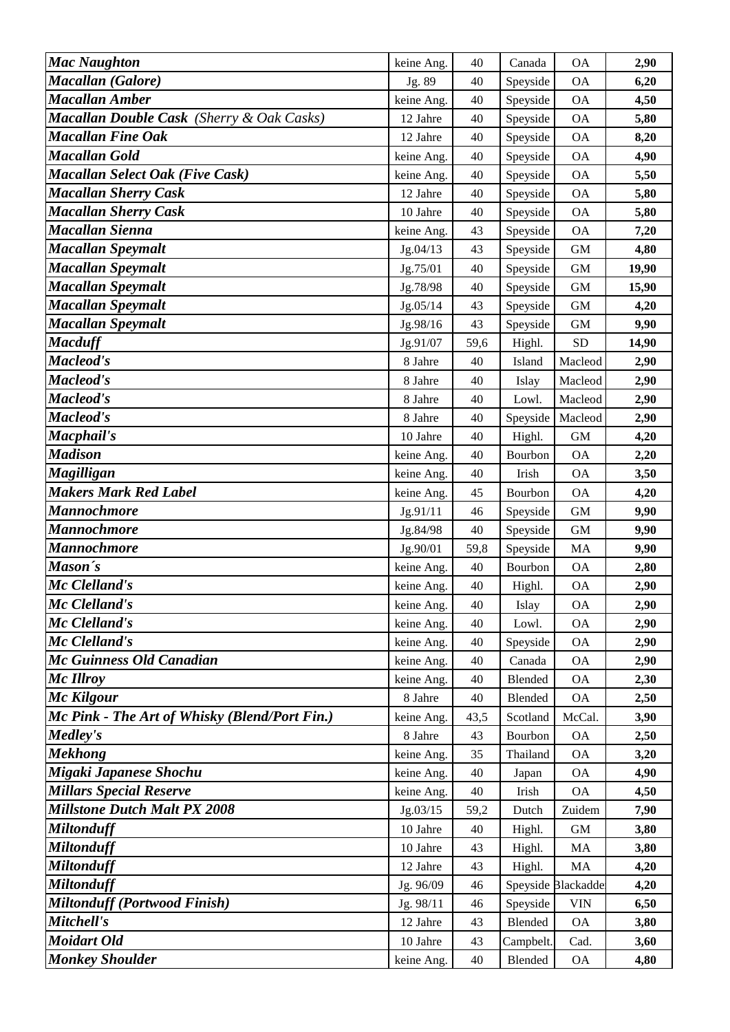| | | | | | |
|---|---|---|---|---|---|
| ***Mac Naughton*** | keine Ang. | 40 | Canada | OA | **2,90** |
| ***Macallan (Galore)*** | Jg. 89 | 40 | Speyside | OA | **6,20** |
| ***Macallan Amber*** | keine Ang. | 40 | Speyside | OA | **4,50** |
| ***Macallan Double Cask*** *(Sherry & Oak Casks)* | 12 Jahre | 40 | Speyside | OA | **5,80** |
| ***Macallan Fine Oak*** | 12 Jahre | 40 | Speyside | OA | **8,20** |
| ***Macallan Gold*** | keine Ang. | 40 | Speyside | OA | **4,90** |
| ***Macallan Select Oak (Five Cask)*** | keine Ang. | 40 | Speyside | OA | **5,50** |
| ***Macallan Sherry Cask*** | 12 Jahre | 40 | Speyside | OA | **5,80** |
| ***Macallan Sherry Cask*** | 10 Jahre | 40 | Speyside | OA | **5,80** |
| ***Macallan Sienna*** | keine Ang. | 43 | Speyside | OA | **7,20** |
| ***Macallan Speymalt*** | Jg.04/13 | 43 | Speyside | GM | **4,80** |
| ***Macallan Speymalt*** | Jg.75/01 | 40 | Speyside | GM | **19,90** |
| ***Macallan Speymalt*** | Jg.78/98 | 40 | Speyside | GM | **15,90** |
| ***Macallan Speymalt*** | Jg.05/14 | 43 | Speyside | GM | **4,20** |
| ***Macallan Speymalt*** | Jg.98/16 | 43 | Speyside | GM | **9,90** |
| ***Macduff*** | Jg.91/07 | 59,6 | Highl. | SD | **14,90** |
| ***Macleod's*** | 8 Jahre | 40 | Island | Macleod | **2,90** |
| ***Macleod's*** | 8 Jahre | 40 | Islay | Macleod | **2,90** |
| ***Macleod's*** | 8 Jahre | 40 | Lowl. | Macleod | **2,90** |
| ***Macleod's*** | 8 Jahre | 40 | Speyside | Macleod | **2,90** |
| ***Macphail's*** | 10 Jahre | 40 | Highl. | GM | **4,20** |
| ***Madison*** | keine Ang. | 40 | Bourbon | OA | **2,20** |
| ***Magilligan*** | keine Ang. | 40 | Irish | OA | **3,50** |
| ***Makers Mark Red Label*** | keine Ang. | 45 | Bourbon | OA | **4,20** |
| ***Mannochmore*** | Jg.91/11 | 46 | Speyside | GM | **9,90** |
| ***Mannochmore*** | Jg.84/98 | 40 | Speyside | GM | **9,90** |
| ***Mannochmore*** | Jg.90/01 | 59,8 | Speyside | MA | **9,90** |
| ***Mason´s*** | keine Ang. | 40 | Bourbon | OA | **2,80** |
| ***Mc Clelland's*** | keine Ang. | 40 | Highl. | OA | **2,90** |
| ***Mc Clelland's*** | keine Ang. | 40 | Islay | OA | **2,90** |
| ***Mc Clelland's*** | keine Ang. | 40 | Lowl. | OA | **2,90** |
| ***Mc Clelland's*** | keine Ang. | 40 | Speyside | OA | **2,90** |
| ***Mc Guinness Old Canadian*** | keine Ang. | 40 | Canada | OA | **2,90** |
| ***Mc Illroy*** | keine Ang. | 40 | Blended | OA | **2,30** |
| ***Mc Kilgour*** | 8 Jahre | 40 | Blended | OA | **2,50** |
| ***Mc Pink - The Art of Whisky (Blend/Port Fin.)*** | keine Ang. | 43,5 | Scotland | McCal. | **3,90** |
| ***Medley's*** | 8 Jahre | 43 | Bourbon | OA | **2,50** |
| ***Mekhong*** | keine Ang. | 35 | Thailand | OA | **3,20** |
| ***Migaki Japanese Shochu*** | keine Ang. | 40 | Japan | OA | **4,90** |
| ***Millars Special Reserve*** | keine Ang. | 40 | Irish | OA | **4,50** |
| ***Millstone Dutch Malt PX 2008*** | Jg.03/15 | 59,2 | Dutch | Zuidem | **7,90** |
| ***Miltonduff*** | 10 Jahre | 40 | Highl. | GM | **3,80** |
| ***Miltonduff*** | 10 Jahre | 43 | Highl. | MA | **3,80** |
| ***Miltonduff*** | 12 Jahre | 43 | Highl. | MA | **4,20** |
| ***Miltonduff*** | Jg. 96/09 | 46 | Speyside | Blackadder | **4,20** |
| ***Miltonduff (Portwood Finish)*** | Jg. 98/11 | 46 | Speyside | VIN | **6,50** |
| ***Mitchell's*** | 12 Jahre | 43 | Blended | OA | **3,80** |
| ***Moidart Old*** | 10 Jahre | 43 | Campbelt. | Cad. | **3,60** |
| ***Monkey Shoulder*** | keine Ang. | 40 | Blended | OA | **4,80** |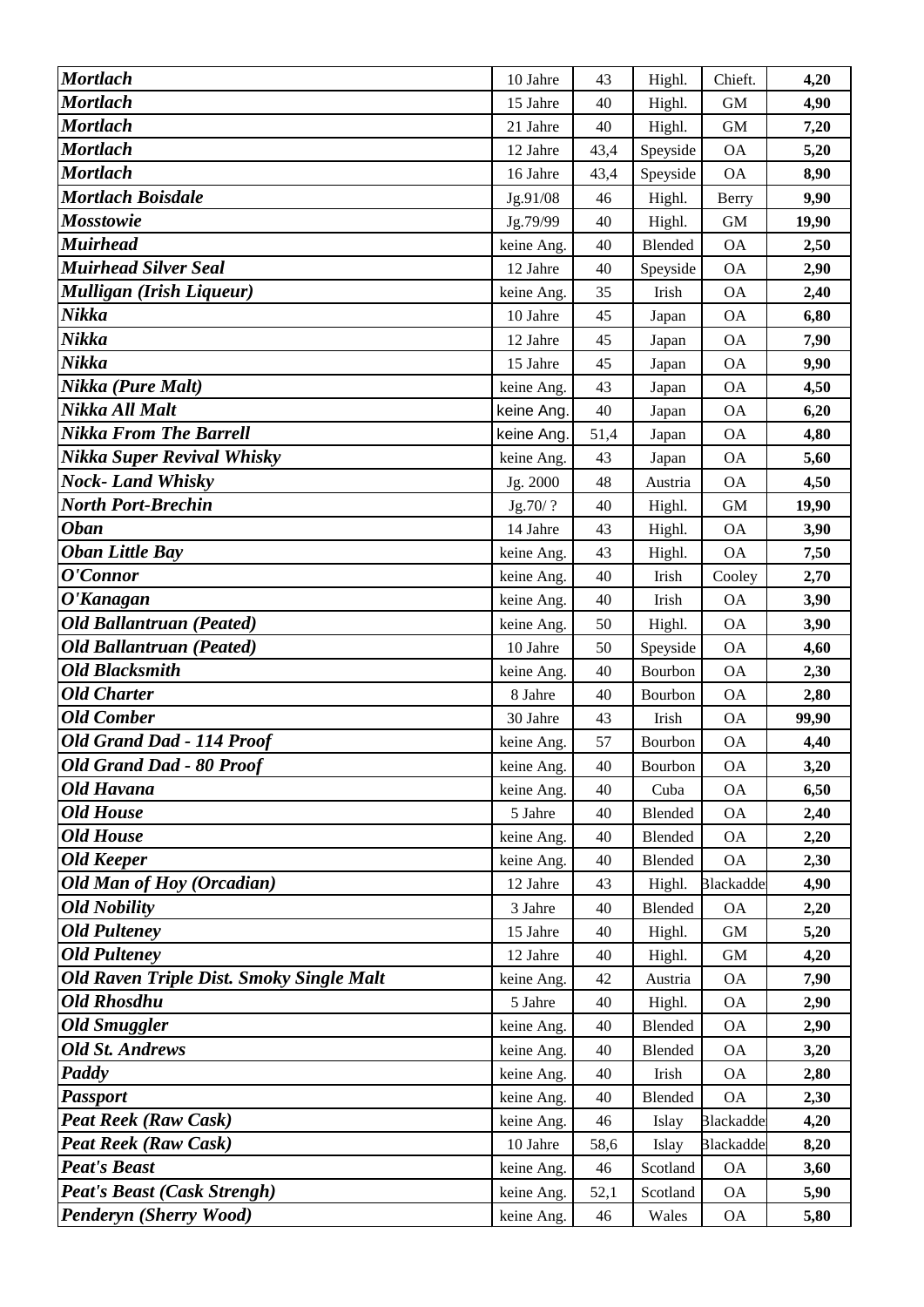| | | | | | |
|---|---|---|---|---|---|
| ***Mortlach*** | 10 Jahre | 43 | Highl. | Chieft. | **4,20** |
| ***Mortlach*** | 15 Jahre | 40 | Highl. | GM | **4,90** |
| ***Mortlach*** | 21 Jahre | 40 | Highl. | GM | **7,20** |
| ***Mortlach*** | 12 Jahre | 43,4 | Speyside | OA | **5,20** |
| ***Mortlach*** | 16 Jahre | 43,4 | Speyside | OA | **8,90** |
| ***Mortlach Boisdale*** | Jg.91/08 | 46 | Highl. | Berry | **9,90** |
| ***Mosstowie*** | Jg.79/99 | 40 | Highl. | GM | **19,90** |
| ***Muirhead*** | keine Ang. | 40 | Blended | OA | **2,50** |
| ***Muirhead Silver Seal*** | 12 Jahre | 40 | Speyside | OA | **2,90** |
| ***Mulligan (Irish Liqueur)*** | keine Ang. | 35 | Irish | OA | **2,40** |
| ***Nikka*** | 10 Jahre | 45 | Japan | OA | **6,80** |
| ***Nikka*** | 12 Jahre | 45 | Japan | OA | **7,90** |
| ***Nikka*** | 15 Jahre | 45 | Japan | OA | **9,90** |
| ***Nikka (Pure Malt)*** | keine Ang. | 43 | Japan | OA | **4,50** |
| ***Nikka All Malt*** | keine Ang. | 40 | Japan | OA | **6,20** |
| ***Nikka From The Barrell*** | keine Ang. | 51,4 | Japan | OA | **4,80** |
| ***Nikka Super Revival Whisky*** | keine Ang. | 43 | Japan | OA | **5,60** |
| ***Nock- Land Whisky*** | Jg. 2000 | 48 | Austria | OA | **4,50** |
| ***North Port-Brechin*** | Jg.70/ ? | 40 | Highl. | GM | **19,90** |
| ***Oban*** | 14 Jahre | 43 | Highl. | OA | **3,90** |
| ***Oban Little Bay*** | keine Ang. | 43 | Highl. | OA | **7,50** |
| ***O'Connor*** | keine Ang. | 40 | Irish | Cooley | **2,70** |
| ***O'Kanagan*** | keine Ang. | 40 | Irish | OA | **3,90** |
| ***Old Ballantruan (Peated)*** | keine Ang. | 50 | Highl. | OA | **3,90** |
| ***Old Ballantruan (Peated)*** | 10 Jahre | 50 | Speyside | OA | **4,60** |
| ***Old Blacksmith*** | keine Ang. | 40 | Bourbon | OA | **2,30** |
| ***Old Charter*** | 8 Jahre | 40 | Bourbon | OA | **2,80** |
| ***Old Comber*** | 30 Jahre | 43 | Irish | OA | **99,90** |
| ***Old Grand Dad - 114 Proof*** | keine Ang. | 57 | Bourbon | OA | **4,40** |
| ***Old Grand Dad - 80 Proof*** | keine Ang. | 40 | Bourbon | OA | **3,20** |
| ***Old Havana*** | keine Ang. | 40 | Cuba | OA | **6,50** |
| ***Old House*** | 5 Jahre | 40 | Blended | OA | **2,40** |
| ***Old House*** | keine Ang. | 40 | Blended | OA | **2,20** |
| ***Old Keeper*** | keine Ang. | 40 | Blended | OA | **2,30** |
| ***Old Man of Hoy (Orcadian)*** | 12 Jahre | 43 | Highl. | Blackadde | **4,90** |
| ***Old Nobility*** | 3 Jahre | 40 | Blended | OA | **2,20** |
| ***Old Pulteney*** | 15 Jahre | 40 | Highl. | GM | **5,20** |
| ***Old Pulteney*** | 12 Jahre | 40 | Highl. | GM | **4,20** |
| ***Old Raven Triple Dist. Smoky Single Malt*** | keine Ang. | 42 | Austria | OA | **7,90** |
| ***Old Rhosdhu*** | 5 Jahre | 40 | Highl. | OA | **2,90** |
| ***Old Smuggler*** | keine Ang. | 40 | Blended | OA | **2,90** |
| ***Old St. Andrews*** | keine Ang. | 40 | Blended | OA | **3,20** |
| ***Paddy*** | keine Ang. | 40 | Irish | OA | **2,80** |
| ***Passport*** | keine Ang. | 40 | Blended | OA | **2,30** |
| ***Peat Reek (Raw Cask)*** | keine Ang. | 46 | Islay | Blackadde | **4,20** |
| ***Peat Reek (Raw Cask)*** | 10 Jahre | 58,6 | Islay | Blackadde | **8,20** |
| ***Peat's Beast*** | keine Ang. | 46 | Scotland | OA | **3,60** |
| ***Peat's Beast (Cask Strengh)*** | keine Ang. | 52,1 | Scotland | OA | **5,90** |
| ***Penderyn (Sherry Wood)*** | keine Ang. | 46 | Wales | OA | **5,80** |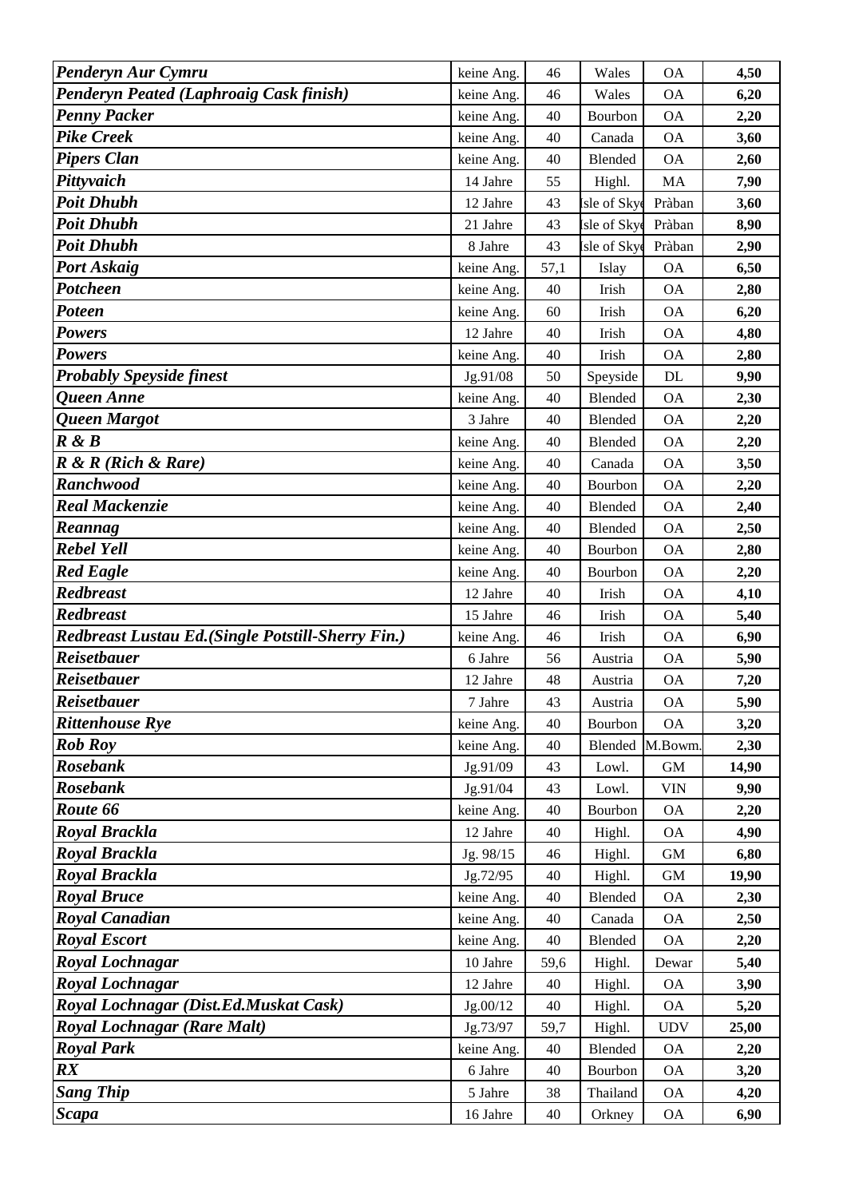| | | | | | |
|---|---|---|---|---|---|
| ***Penderyn Aur Cymru*** | keine Ang. | 46 | Wales | OA | **4,50** |
| ***Penderyn Peated (Laphroaig Cask finish)*** | keine Ang. | 46 | Wales | OA | **6,20** |
| ***Penny Packer*** | keine Ang. | 40 | Bourbon | OA | **2,20** |
| ***Pike Creek*** | keine Ang. | 40 | Canada | OA | **3,60** |
| ***Pipers Clan*** | keine Ang. | 40 | Blended | OA | **2,60** |
| ***Pittyvaich*** | 14 Jahre | 55 | Highl. | MA | **7,90** |
| ***Poit Dhubh*** | 12 Jahre | 43 | Isle of Skye | Pràban | **3,60** |
| ***Poit Dhubh*** | 21 Jahre | 43 | Isle of Skye | Pràban | **8,90** |
| ***Poit Dhubh*** | 8 Jahre | 43 | Isle of Skye | Pràban | **2,90** |
| ***Port Askaig*** | keine Ang. | 57,1 | Islay | OA | **6,50** |
| ***Potcheen*** | keine Ang. | 40 | Irish | OA | **2,80** |
| ***Poteen*** | keine Ang. | 60 | Irish | OA | **6,20** |
| ***Powers*** | 12 Jahre | 40 | Irish | OA | **4,80** |
| ***Powers*** | keine Ang. | 40 | Irish | OA | **2,80** |
| ***Probably Speyside finest*** | Jg.91/08 | 50 | Speyside | DL | **9,90** |
| ***Queen Anne*** | keine Ang. | 40 | Blended | OA | **2,30** |
| ***Queen Margot*** | 3 Jahre | 40 | Blended | OA | **2,20** |
| ***R & B*** | keine Ang. | 40 | Blended | OA | **2,20** |
| ***R & R (Rich & Rare)*** | keine Ang. | 40 | Canada | OA | **3,50** |
| ***Ranchwood*** | keine Ang. | 40 | Bourbon | OA | **2,20** |
| ***Real Mackenzie*** | keine Ang. | 40 | Blended | OA | **2,40** |
| ***Reannag*** | keine Ang. | 40 | Blended | OA | **2,50** |
| ***Rebel Yell*** | keine Ang. | 40 | Bourbon | OA | **2,80** |
| ***Red Eagle*** | keine Ang. | 40 | Bourbon | OA | **2,20** |
| ***Redbreast*** | 12 Jahre | 40 | Irish | OA | **4,10** |
| ***Redbreast*** | 15 Jahre | 46 | Irish | OA | **5,40** |
| ***Redbreast Lustau Ed.(Single Potstill-Sherry Fin.)*** | keine Ang. | 46 | Irish | OA | **6,90** |
| ***Reisetbauer*** | 6 Jahre | 56 | Austria | OA | **5,90** |
| ***Reisetbauer*** | 12 Jahre | 48 | Austria | OA | **7,20** |
| ***Reisetbauer*** | 7 Jahre | 43 | Austria | OA | **5,90** |
| ***Rittenhouse Rye*** | keine Ang. | 40 | Bourbon | OA | **3,20** |
| ***Rob Roy*** | keine Ang. | 40 | Blended | M.Bowm. | **2,30** |
| ***Rosebank*** | Jg.91/09 | 43 | Lowl. | GM | **14,90** |
| ***Rosebank*** | Jg.91/04 | 43 | Lowl. | VIN | **9,90** |
| ***Route 66*** | keine Ang. | 40 | Bourbon | OA | **2,20** |
| ***Royal Brackla*** | 12 Jahre | 40 | Highl. | OA | **4,90** |
| ***Royal Brackla*** | Jg. 98/15 | 46 | Highl. | GM | **6,80** |
| ***Royal Brackla*** | Jg.72/95 | 40 | Highl. | GM | **19,90** |
| ***Royal Bruce*** | keine Ang. | 40 | Blended | OA | **2,30** |
| ***Royal Canadian*** | keine Ang. | 40 | Canada | OA | **2,50** |
| ***Royal Escort*** | keine Ang. | 40 | Blended | OA | **2,20** |
| ***Royal Lochnagar*** | 10 Jahre | 59,6 | Highl. | Dewar | **5,40** |
| ***Royal Lochnagar*** | 12 Jahre | 40 | Highl. | OA | **3,90** |
| ***Royal Lochnagar (Dist.Ed.Muskat Cask)*** | Jg.00/12 | 40 | Highl. | OA | **5,20** |
| ***Royal Lochnagar (Rare Malt)*** | Jg.73/97 | 59,7 | Highl. | UDV | **25,00** |
| ***Royal Park*** | keine Ang. | 40 | Blended | OA | **2,20** |
| ***RX*** | 6 Jahre | 40 | Bourbon | OA | **3,20** |
| ***Sang Thip*** | 5 Jahre | 38 | Thailand | OA | **4,20** |
| ***Scapa*** | 16 Jahre | 40 | Orkney | OA | **6,90** |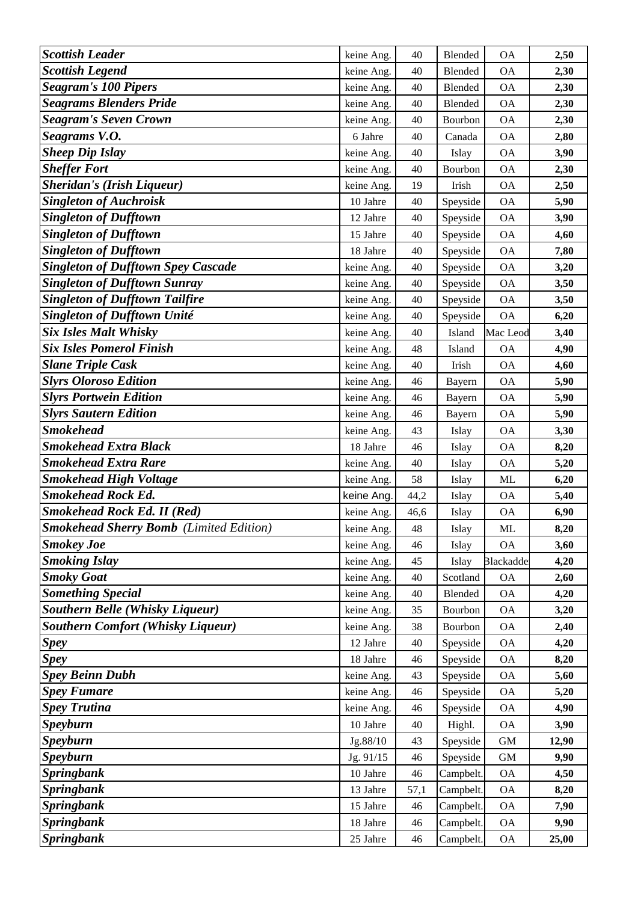| | | | | | |
|---|---|---|---|---|---|
| ***Scottish Leader*** | keine Ang. | 40 | Blended | OA | **2,50** |
| ***Scottish Legend*** | keine Ang. | 40 | Blended | OA | **2,30** |
| ***Seagram's 100 Pipers*** | keine Ang. | 40 | Blended | OA | **2,30** |
| ***Seagrams Blenders Pride*** | keine Ang. | 40 | Blended | OA | **2,30** |
| ***Seagram's Seven Crown*** | keine Ang. | 40 | Bourbon | OA | **2,30** |
| ***Seagrams V.O.*** | 6 Jahre | 40 | Canada | OA | **2,80** |
| ***Sheep Dip Islay*** | keine Ang. | 40 | Islay | OA | **3,90** |
| ***Sheffer Fort*** | keine Ang. | 40 | Bourbon | OA | **2,30** |
| ***Sheridan's (Irish Liqueur)*** | keine Ang. | 19 | Irish | OA | **2,50** |
| ***Singleton of Auchroisk*** | 10 Jahre | 40 | Speyside | OA | **5,90** |
| ***Singleton of Dufftown*** | 12 Jahre | 40 | Speyside | OA | **3,90** |
| ***Singleton of Dufftown*** | 15 Jahre | 40 | Speyside | OA | **4,60** |
| ***Singleton of Dufftown*** | 18 Jahre | 40 | Speyside | OA | **7,80** |
| ***Singleton of Dufftown Spey Cascade*** | keine Ang. | 40 | Speyside | OA | **3,20** |
| ***Singleton of Dufftown Sunray*** | keine Ang. | 40 | Speyside | OA | **3,50** |
| ***Singleton of Dufftown Tailfire*** | keine Ang. | 40 | Speyside | OA | **3,50** |
| ***Singleton of Dufftown Unité*** | keine Ang. | 40 | Speyside | OA | **6,20** |
| ***Six Isles Malt Whisky*** | keine Ang. | 40 | Island | Mac Leod | **3,40** |
| ***Six Isles Pomerol Finish*** | keine Ang. | 48 | Island | OA | **4,90** |
| ***Slane Triple Cask*** | keine Ang. | 40 | Irish | OA | **4,60** |
| ***Slyrs Oloroso Edition*** | keine Ang. | 46 | Bayern | OA | **5,90** |
| ***Slyrs Portwein Edition*** | keine Ang. | 46 | Bayern | OA | **5,90** |
| ***Slyrs Sautern Edition*** | keine Ang. | 46 | Bayern | OA | **5,90** |
| ***Smokehead*** | keine Ang. | 43 | Islay | OA | **3,30** |
| ***Smokehead Extra Black*** | 18 Jahre | 46 | Islay | OA | **8,20** |
| ***Smokehead Extra Rare*** | keine Ang. | 40 | Islay | OA | **5,20** |
| ***Smokehead High Voltage*** | keine Ang. | 58 | Islay | ML | **6,20** |
| ***Smokehead Rock Ed.*** | keine Ang. | 44,2 | Islay | OA | **5,40** |
| ***Smokehead Rock Ed. II (Red)*** | keine Ang. | 46,6 | Islay | OA | **6,90** |
| ***Smokehead Sherry Bomb** (Limited Edition)* | keine Ang. | 48 | Islay | ML | **8,20** |
| ***Smokey Joe*** | keine Ang. | 46 | Islay | OA | **3,60** |
| ***Smoking Islay*** | keine Ang. | 45 | Islay | Blackadde | **4,20** |
| ***Smoky Goat*** | keine Ang. | 40 | Scotland | OA | **2,60** |
| ***Something Special*** | keine Ang. | 40 | Blended | OA | **4,20** |
| ***Southern Belle (Whisky Liqueur)*** | keine Ang. | 35 | Bourbon | OA | **3,20** |
| ***Southern Comfort (Whisky Liqueur)*** | keine Ang. | 38 | Bourbon | OA | **2,40** |
| ***Spey*** | 12 Jahre | 40 | Speyside | OA | **4,20** |
| ***Spey*** | 18 Jahre | 46 | Speyside | OA | **8,20** |
| ***Spey Beinn Dubh*** | keine Ang. | 43 | Speyside | OA | **5,60** |
| ***Spey Fumare*** | keine Ang. | 46 | Speyside | OA | **5,20** |
| ***Spey Trutina*** | keine Ang. | 46 | Speyside | OA | **4,90** |
| ***Speyburn*** | 10 Jahre | 40 | Highl. | OA | **3,90** |
| ***Speyburn*** | Jg.88/10 | 43 | Speyside | GM | **12,90** |
| ***Speyburn*** | Jg. 91/15 | 46 | Speyside | GM | **9,90** |
| ***Springbank*** | 10 Jahre | 46 | Campbelt. | OA | **4,50** |
| ***Springbank*** | 13 Jahre | 57,1 | Campbelt. | OA | **8,20** |
| ***Springbank*** | 15 Jahre | 46 | Campbelt. | OA | **7,90** |
| ***Springbank*** | 18 Jahre | 46 | Campbelt. | OA | **9,90** |
| ***Springbank*** | 25 Jahre | 46 | Campbelt. | OA | **25,00** |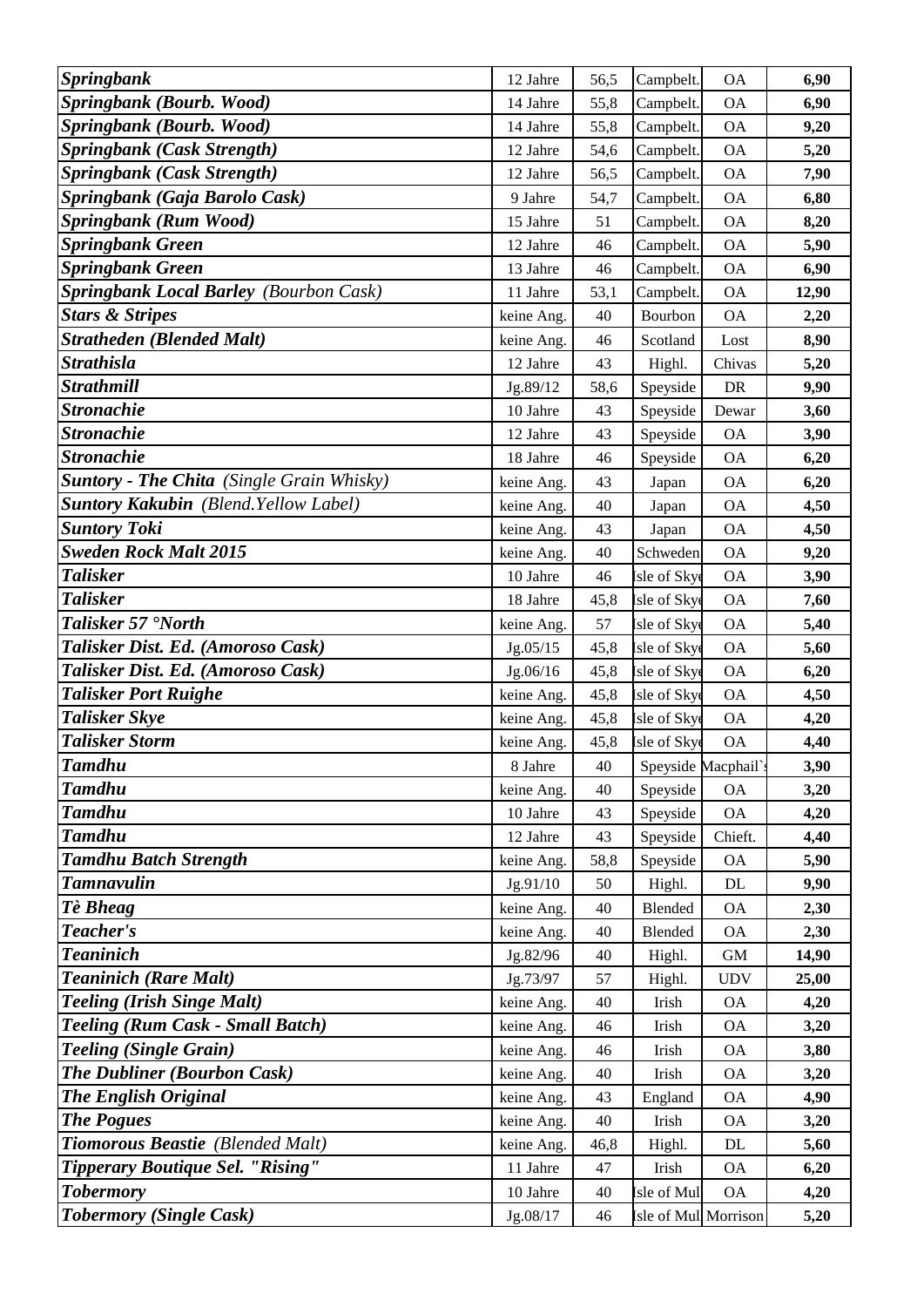| | | | | | |
|---|---|---|---|---|---|
| ***Springbank*** | 12 Jahre | 56,5 | Campbelt. | OA | **6,90** |
| ***Springbank (Bourb. Wood)*** | 14 Jahre | 55,8 | Campbelt. | OA | **6,90** |
| ***Springbank (Bourb. Wood)*** | 14 Jahre | 55,8 | Campbelt. | OA | **9,20** |
| ***Springbank (Cask Strength)*** | 12 Jahre | 54,6 | Campbelt. | OA | **5,20** |
| ***Springbank (Cask Strength)*** | 12 Jahre | 56,5 | Campbelt. | OA | **7,90** |
| ***Springbank (Gaja Barolo Cask)*** | 9 Jahre | 54,7 | Campbelt. | OA | **6,80** |
| ***Springbank (Rum Wood)*** | 15 Jahre | 51 | Campbelt. | OA | **8,20** |
| ***Springbank Green*** | 12 Jahre | 46 | Campbelt. | OA | **5,90** |
| ***Springbank Green*** | 13 Jahre | 46 | Campbelt. | OA | **6,90** |
| ***Springbank Local Barley*** *(Bourbon Cask)* | 11 Jahre | 53,1 | Campbelt. | OA | **12,90** |
| ***Stars & Stripes*** | keine Ang. | 40 | Bourbon | OA | **2,20** |
| ***Stratheden (Blended Malt)*** | keine Ang. | 46 | Scotland | Lost | **8,90** |
| ***Strathisla*** | 12 Jahre | 43 | Highl. | Chivas | **5,20** |
| ***Strathmill*** | Jg.89/12 | 58,6 | Speyside | DR | **9,90** |
| ***Stronachie*** | 10 Jahre | 43 | Speyside | Dewar | **3,60** |
| ***Stronachie*** | 12 Jahre | 43 | Speyside | OA | **3,90** |
| ***Stronachie*** | 18 Jahre | 46 | Speyside | OA | **6,20** |
| ***Suntory - The Chita*** *(Single Grain Whisky)* | keine Ang. | 43 | Japan | OA | **6,20** |
| ***Suntory Kakubin*** *(Blend.Yellow Label)* | keine Ang. | 40 | Japan | OA | **4,50** |
| ***Suntory Toki*** | keine Ang. | 43 | Japan | OA | **4,50** |
| ***Sweden Rock Malt 2015*** | keine Ang. | 40 | Schweden | OA | **9,20** |
| ***Talisker*** | 10 Jahre | 46 | Isle of Skye | OA | **3,90** |
| ***Talisker*** | 18 Jahre | 45,8 | Isle of Skye | OA | **7,60** |
| ***Talisker 57 °North*** | keine Ang. | 57 | Isle of Skye | OA | **5,40** |
| ***Talisker Dist. Ed. (Amoroso Cask)*** | Jg.05/15 | 45,8 | Isle of Skye | OA | **5,60** |
| ***Talisker Dist. Ed. (Amoroso Cask)*** | Jg.06/16 | 45,8 | Isle of Skye | OA | **6,20** |
| ***Talisker Port Ruighe*** | keine Ang. | 45,8 | Isle of Skye | OA | **4,50** |
| ***Talisker Skye*** | keine Ang. | 45,8 | Isle of Skye | OA | **4,20** |
| ***Talisker Storm*** | keine Ang. | 45,8 | Isle of Skye | OA | **4,40** |
| ***Tamdhu*** | 8 Jahre | 40 | Speyside | Macphail`s | **3,90** |
| ***Tamdhu*** | keine Ang. | 40 | Speyside | OA | **3,20** |
| ***Tamdhu*** | 10 Jahre | 43 | Speyside | OA | **4,20** |
| ***Tamdhu*** | 12 Jahre | 43 | Speyside | Chieft. | **4,40** |
| ***Tamdhu Batch Strength*** | keine Ang. | 58,8 | Speyside | OA | **5,90** |
| ***Tamnavulin*** | Jg.91/10 | 50 | Highl. | DL | **9,90** |
| ***Tè Bheag*** | keine Ang. | 40 | Blended | OA | **2,30** |
| ***Teacher's*** | keine Ang. | 40 | Blended | OA | **2,30** |
| ***Teaninich*** | Jg.82/96 | 40 | Highl. | GM | **14,90** |
| ***Teaninich (Rare Malt)*** | Jg.73/97 | 57 | Highl. | UDV | **25,00** |
| ***Teeling (Irish Singe Malt)*** | keine Ang. | 40 | Irish | OA | **4,20** |
| ***Teeling (Rum Cask - Small Batch)*** | keine Ang. | 46 | Irish | OA | **3,20** |
| ***Teeling (Single Grain)*** | keine Ang. | 46 | Irish | OA | **3,80** |
| ***The Dubliner (Bourbon Cask)*** | keine Ang. | 40 | Irish | OA | **3,20** |
| ***The English Original*** | keine Ang. | 43 | England | OA | **4,90** |
| ***The Pogues*** | keine Ang. | 40 | Irish | OA | **3,20** |
| ***Tiomorous Beastie*** *(Blended Malt)* | keine Ang. | 46,8 | Highl. | DL | **5,60** |
| ***Tipperary Boutique Sel. "Rising"*** | 11 Jahre | 47 | Irish | OA | **6,20** |
| ***Tobermory*** | 10 Jahre | 40 | Isle of Mull | OA | **4,20** |
| ***Tobermory (Single Cask)*** | Jg.08/17 | 46 | Isle of Mull | Morrison | **5,20** |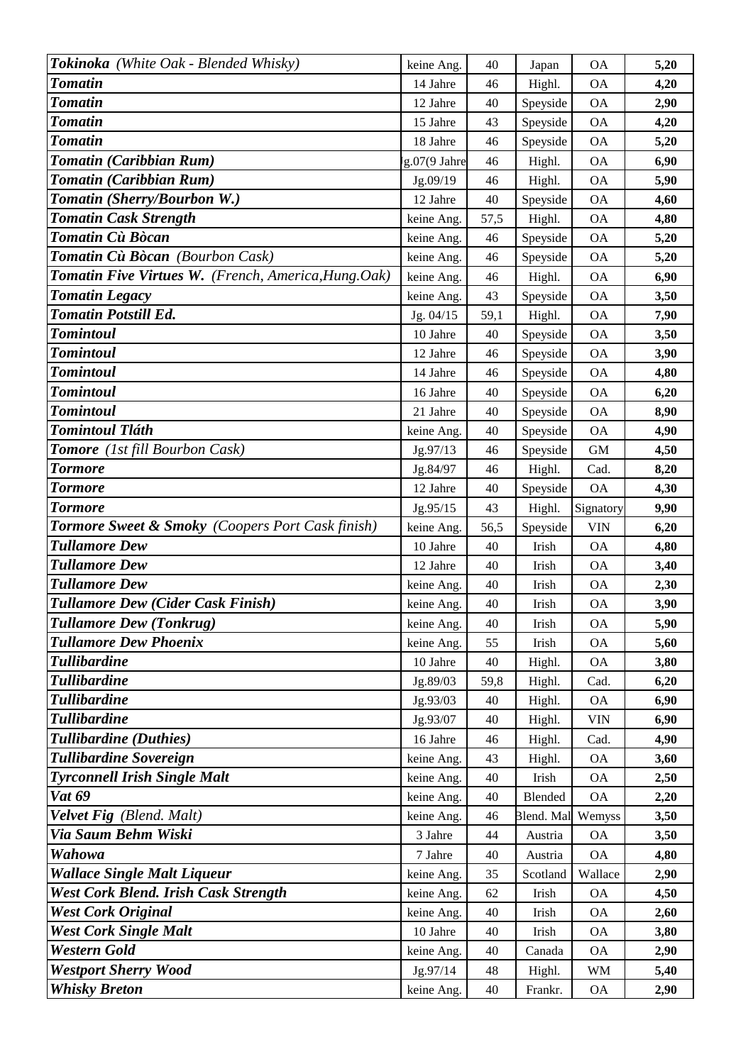| | | | | | |
|---|---|---|---|---|---|
| ***Tokinoka*** *(White Oak - Blended Whisky)* | keine Ang. | 40 | Japan | OA | **5,20** |
| ***Tomatin*** | 14 Jahre | 46 | Highl. | OA | **4,20** |
| ***Tomatin*** | 12 Jahre | 40 | Speyside | OA | **2,90** |
| ***Tomatin*** | 15 Jahre | 43 | Speyside | OA | **4,20** |
| ***Tomatin*** | 18 Jahre | 46 | Speyside | OA | **5,20** |
| ***Tomatin (Caribbian Rum)*** | Jg.07(9 Jahre | 46 | Highl. | OA | **6,90** |
| ***Tomatin (Caribbian Rum)*** | Jg.09/19 | 46 | Highl. | OA | **5,90** |
| ***Tomatin (Sherry/Bourbon W.)*** | 12 Jahre | 40 | Speyside | OA | **4,60** |
| ***Tomatin Cask Strength*** | keine Ang. | 57,5 | Highl. | OA | **4,80** |
| ***Tomatin Cù Bòcan*** | keine Ang. | 46 | Speyside | OA | **5,20** |
| ***Tomatin Cù Bòcan*** *(Bourbon Cask)* | keine Ang. | 46 | Speyside | OA | **5,20** |
| ***Tomatin Five Virtues W.*** *(French, America,Hung.Oak)* | keine Ang. | 46 | Highl. | OA | **6,90** |
| ***Tomatin Legacy*** | keine Ang. | 43 | Speyside | OA | **3,50** |
| ***Tomatin Potstill Ed.*** | Jg. 04/15 | 59,1 | Highl. | OA | **7,90** |
| ***Tomintoul*** | 10 Jahre | 40 | Speyside | OA | **3,50** |
| ***Tomintoul*** | 12 Jahre | 46 | Speyside | OA | **3,90** |
| ***Tomintoul*** | 14 Jahre | 46 | Speyside | OA | **4,80** |
| ***Tomintoul*** | 16 Jahre | 40 | Speyside | OA | **6,20** |
| ***Tomintoul*** | 21 Jahre | 40 | Speyside | OA | **8,90** |
| ***Tomintoul Tláth*** | keine Ang. | 40 | Speyside | OA | **4,90** |
| ***Tomore*** *(1st fill Bourbon Cask)* | Jg.97/13 | 46 | Speyside | GM | **4,50** |
| ***Tormore*** | Jg.84/97 | 46 | Highl. | Cad. | **8,20** |
| ***Tormore*** | 12 Jahre | 40 | Speyside | OA | **4,30** |
| ***Tormore*** | Jg.95/15 | 43 | Highl. | Signatory | **9,90** |
| ***Tormore Sweet & Smoky*** *(Coopers Port Cask finish)* | keine Ang. | 56,5 | Speyside | VIN | **6,20** |
| ***Tullamore Dew*** | 10 Jahre | 40 | Irish | OA | **4,80** |
| ***Tullamore Dew*** | 12 Jahre | 40 | Irish | OA | **3,40** |
| ***Tullamore Dew*** | keine Ang. | 40 | Irish | OA | **2,30** |
| ***Tullamore Dew (Cider Cask Finish)*** | keine Ang. | 40 | Irish | OA | **3,90** |
| ***Tullamore Dew (Tonkrug)*** | keine Ang. | 40 | Irish | OA | **5,90** |
| ***Tullamore Dew Phoenix*** | keine Ang. | 55 | Irish | OA | **5,60** |
| ***Tullibardine*** | 10 Jahre | 40 | Highl. | OA | **3,80** |
| ***Tullibardine*** | Jg.89/03 | 59,8 | Highl. | Cad. | **6,20** |
| ***Tullibardine*** | Jg.93/03 | 40 | Highl. | OA | **6,90** |
| ***Tullibardine*** | Jg.93/07 | 40 | Highl. | VIN | **6,90** |
| ***Tullibardine (Duthies)*** | 16 Jahre | 46 | Highl. | Cad. | **4,90** |
| ***Tullibardine Sovereign*** | keine Ang. | 43 | Highl. | OA | **3,60** |
| ***Tyrconnell Irish Single Malt*** | keine Ang. | 40 | Irish | OA | **2,50** |
| ***Vat 69*** | keine Ang. | 40 | Blended | OA | **2,20** |
| ***Velvet Fig*** *(Blend. Malt)* | keine Ang. | 46 | Blend. Mal | Wemyss | **3,50** |
| ***Via Saum Behm Wiski*** | 3 Jahre | 44 | Austria | OA | **3,50** |
| ***Wahowa*** | 7 Jahre | 40 | Austria | OA | **4,80** |
| ***Wallace Single Malt Liqueur*** | keine Ang. | 35 | Scotland | Wallace | **2,90** |
| ***West Cork Blend. Irish Cask Strength*** | keine Ang. | 62 | Irish | OA | **4,50** |
| ***West Cork Original*** | keine Ang. | 40 | Irish | OA | **2,60** |
| ***West Cork Single Malt*** | 10 Jahre | 40 | Irish | OA | **3,80** |
| ***Western Gold*** | keine Ang. | 40 | Canada | OA | **2,90** |
| ***Westport Sherry Wood*** | Jg.97/14 | 48 | Highl. | WM | **5,40** |
| ***Whisky Breton*** | keine Ang. | 40 | Frankr. | OA | **2,90** |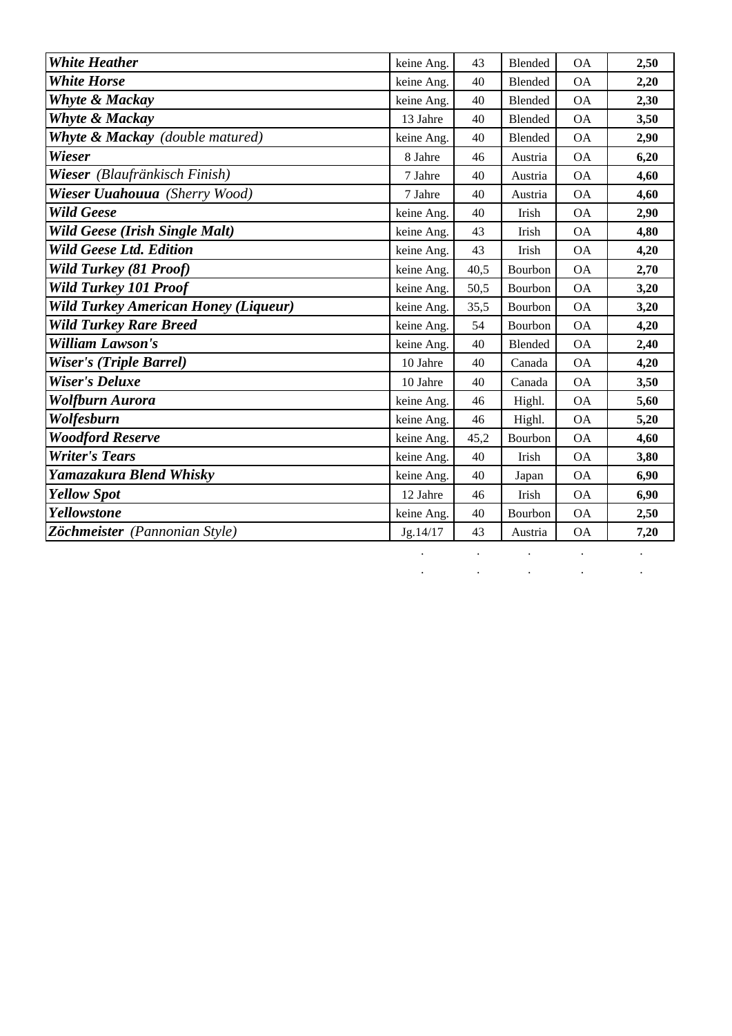| | | | | | |
|---|---|---|---|---|---|
| ***White Heather*** | keine Ang. | 43 | Blended | OA | **2,50** |
| ***White Horse*** | keine Ang. | 40 | Blended | OA | **2,20** |
| ***Whyte & Mackay*** | keine Ang. | 40 | Blended | OA | **2,30** |
| ***Whyte & Mackay*** | 13 Jahre | 40 | Blended | OA | **3,50** |
| ***Whyte & Mackay*** *(double matured)* | keine Ang. | 40 | Blended | OA | **2,90** |
| ***Wieser*** | 8 Jahre | 46 | Austria | OA | **6,20** |
| ***Wieser*** *(Blaufränkisch Finish)* | 7 Jahre | 40 | Austria | OA | **4,60** |
| ***Wieser Uuahouua*** *(Sherry Wood)* | 7 Jahre | 40 | Austria | OA | **4,60** |
| ***Wild Geese*** | keine Ang. | 40 | Irish | OA | **2,90** |
| ***Wild Geese (Irish Single Malt)*** | keine Ang. | 43 | Irish | OA | **4,80** |
| ***Wild Geese Ltd. Edition*** | keine Ang. | 43 | Irish | OA | **4,20** |
| ***Wild Turkey (81 Proof)*** | keine Ang. | 40,5 | Bourbon | OA | **2,70** |
| ***Wild Turkey 101 Proof*** | keine Ang. | 50,5 | Bourbon | OA | **3,20** |
| ***Wild Turkey American Honey (Liqueur)*** | keine Ang. | 35,5 | Bourbon | OA | **3,20** |
| ***Wild Turkey Rare Breed*** | keine Ang. | 54 | Bourbon | OA | **4,20** |
| ***William Lawson's*** | keine Ang. | 40 | Blended | OA | **2,40** |
| ***Wiser's (Triple Barrel)*** | 10 Jahre | 40 | Canada | OA | **4,20** |
| ***Wiser's Deluxe*** | 10 Jahre | 40 | Canada | OA | **3,50** |
| ***Wolfburn Aurora*** | keine Ang. | 46 | Highl. | OA | **5,60** |
| ***Wolfesburn*** | keine Ang. | 46 | Highl. | OA | **5,20** |
| ***Woodford Reserve*** | keine Ang. | 45,2 | Bourbon | OA | **4,60** |
| ***Writer's Tears*** | keine Ang. | 40 | Irish | OA | **3,80** |
| ***Yamazakura Blend Whisky*** | keine Ang. | 40 | Japan | OA | **6,90** |
| ***Yellow Spot*** | 12 Jahre | 46 | Irish | OA | **6,90** |
| ***Yellowstone*** | keine Ang. | 40 | Bourbon | OA | **2,50** |
| ***Zöchmeister*** *(Pannonian Style)* | Jg.14/17 | 43 | Austria | OA | **7,20** |